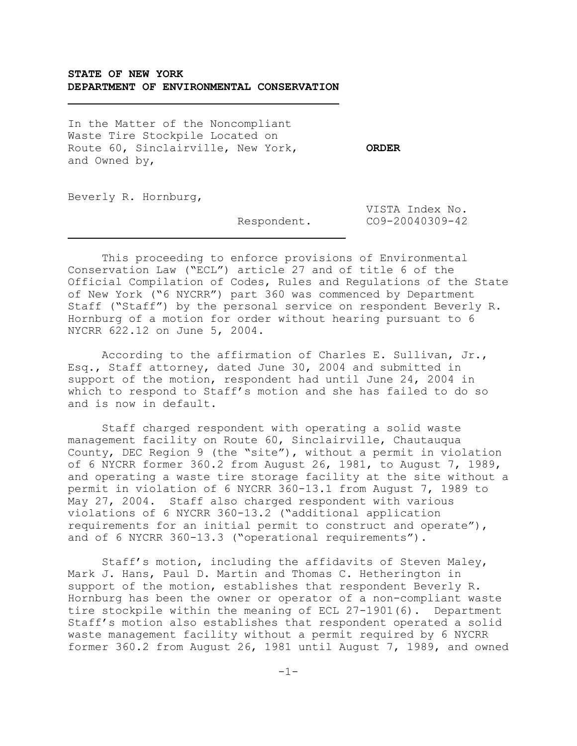**STATE OF NEW YORK**
**DEPARTMENT OF ENVIRONMENTAL CONSERVATION**

In the Matter of the Noncompliant Waste Tire Stockpile Located on Route 60, Sinclairville, New York, and Owned by,

Beverly R. Hornburg,

Respondent.

**ORDER**

VISTA Index No. CO9-20040309-42

This proceeding to enforce provisions of Environmental Conservation Law ("ECL") article 27 and of title 6 of the Official Compilation of Codes, Rules and Regulations of the State of New York ("6 NYCRR") part 360 was commenced by Department Staff ("Staff") by the personal service on respondent Beverly R. Hornburg of a motion for order without hearing pursuant to 6 NYCRR 622.12 on June 5, 2004.

According to the affirmation of Charles E. Sullivan, Jr., Esq., Staff attorney, dated June 30, 2004 and submitted in support of the motion, respondent had until June 24, 2004 in which to respond to Staff's motion and she has failed to do so and is now in default.

Staff charged respondent with operating a solid waste management facility on Route 60, Sinclairville, Chautauqua County, DEC Region 9 (the "site"), without a permit in violation of 6 NYCRR former 360.2 from August 26, 1981, to August 7, 1989, and operating a waste tire storage facility at the site without a permit in violation of 6 NYCRR 360-13.1 from August 7, 1989 to May 27, 2004. Staff also charged respondent with various violations of 6 NYCRR 360-13.2 ("additional application requirements for an initial permit to construct and operate"), and of 6 NYCRR 360-13.3 ("operational requirements").

Staff's motion, including the affidavits of Steven Maley, Mark J. Hans, Paul D. Martin and Thomas C. Hetherington in support of the motion, establishes that respondent Beverly R. Hornburg has been the owner or operator of a non-compliant waste tire stockpile within the meaning of ECL 27-1901(6). Department Staff's motion also establishes that respondent operated a solid waste management facility without a permit required by 6 NYCRR former 360.2 from August 26, 1981 until August 7, 1989, and owned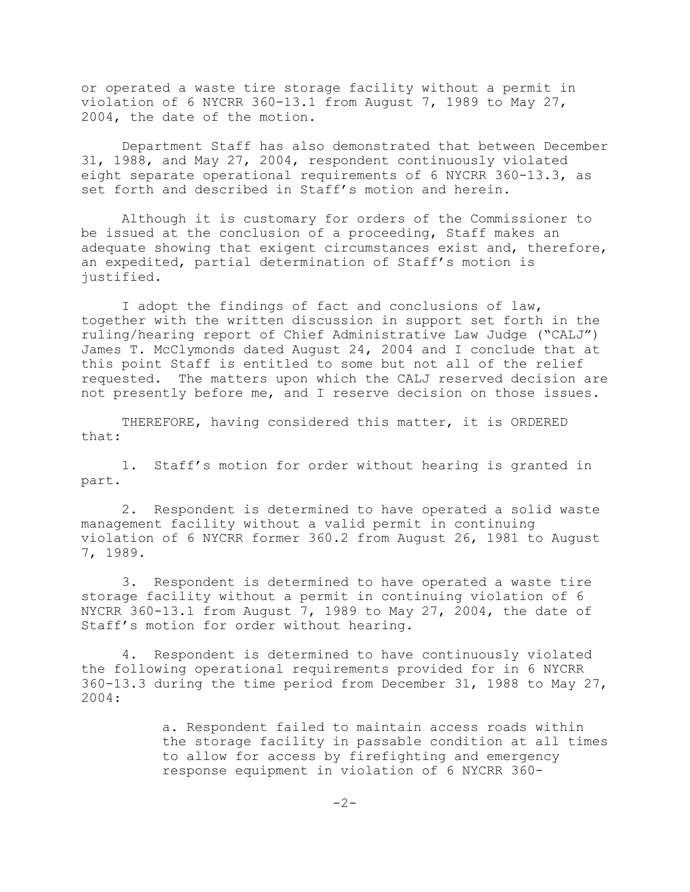or operated a waste tire storage facility without a permit in violation of 6 NYCRR 360-13.1 from August 7, 1989 to May 27, 2004, the date of the motion.

Department Staff has also demonstrated that between December 31, 1988, and May 27, 2004, respondent continuously violated eight separate operational requirements of 6 NYCRR 360-13.3, as set forth and described in Staff's motion and herein.

Although it is customary for orders of the Commissioner to be issued at the conclusion of a proceeding, Staff makes an adequate showing that exigent circumstances exist and, therefore, an expedited, partial determination of Staff's motion is justified.

I adopt the findings of fact and conclusions of law, together with the written discussion in support set forth in the ruling/hearing report of Chief Administrative Law Judge ("CALJ") James T. McClymonds dated August 24, 2004 and I conclude that at this point Staff is entitled to some but not all of the relief requested. The matters upon which the CALJ reserved decision are not presently before me, and I reserve decision on those issues.

THEREFORE, having considered this matter, it is ORDERED that:

1. Staff's motion for order without hearing is granted in part.

2. Respondent is determined to have operated a solid waste management facility without a valid permit in continuing violation of 6 NYCRR former 360.2 from August 26, 1981 to August 7, 1989.

3. Respondent is determined to have operated a waste tire storage facility without a permit in continuing violation of 6 NYCRR 360-13.1 from August 7, 1989 to May 27, 2004, the date of Staff's motion for order without hearing.

4. Respondent is determined to have continuously violated the following operational requirements provided for in 6 NYCRR 360-13.3 during the time period from December 31, 1988 to May 27, 2004:

> a. Respondent failed to maintain access roads within the storage facility in passable condition at all times to allow for access by firefighting and emergency response equipment in violation of 6 NYCRR 360-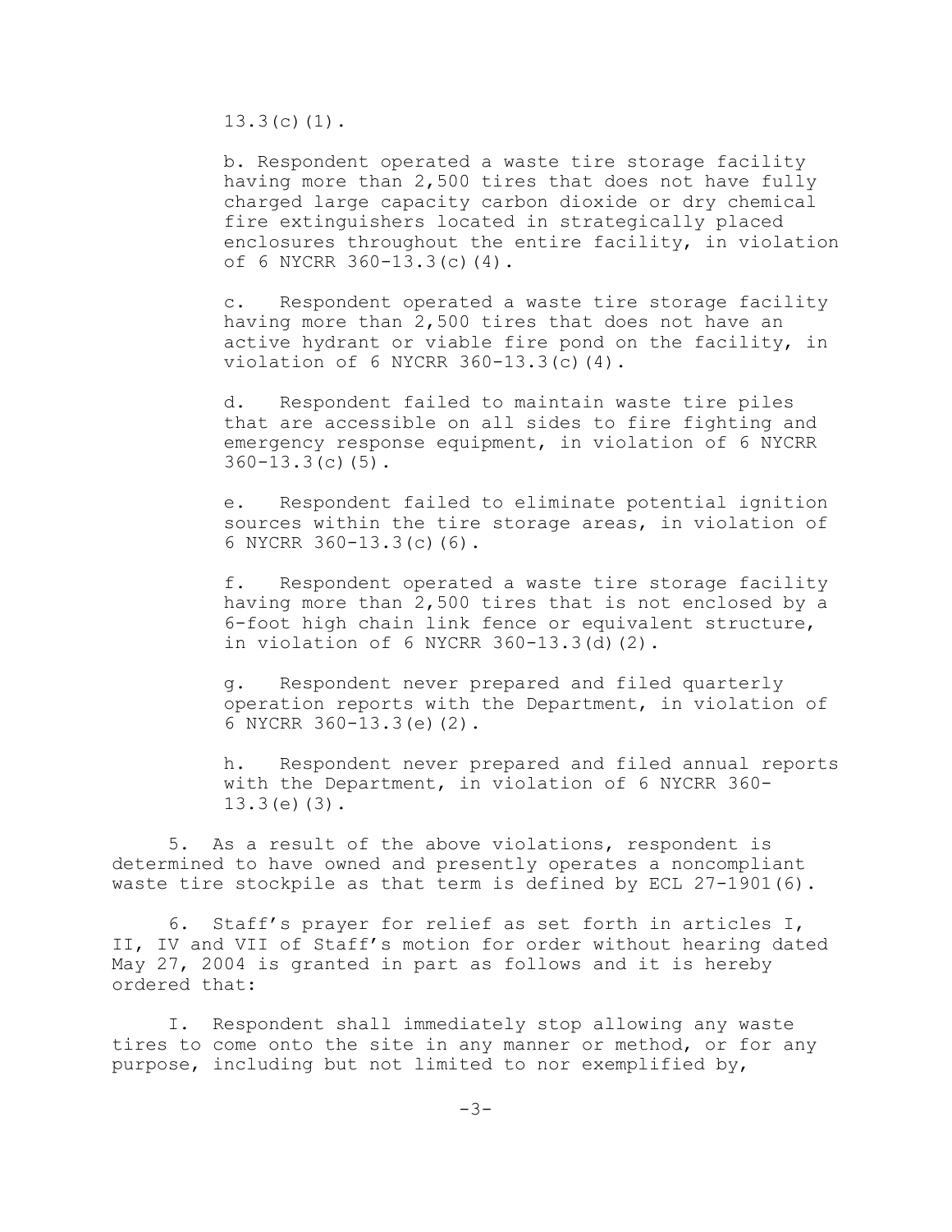13.3(c)(1).

b. Respondent operated a waste tire storage facility having more than 2,500 tires that does not have fully charged large capacity carbon dioxide or dry chemical fire extinguishers located in strategically placed enclosures throughout the entire facility, in violation of 6 NYCRR 360-13.3(c)(4).

c. Respondent operated a waste tire storage facility having more than 2,500 tires that does not have an active hydrant or viable fire pond on the facility, in violation of 6 NYCRR 360-13.3(c)(4).

d. Respondent failed to maintain waste tire piles that are accessible on all sides to fire fighting and emergency response equipment, in violation of 6 NYCRR 360-13.3(c)(5).

e. Respondent failed to eliminate potential ignition sources within the tire storage areas, in violation of 6 NYCRR 360-13.3(c)(6).

f. Respondent operated a waste tire storage facility having more than 2,500 tires that is not enclosed by a 6-foot high chain link fence or equivalent structure, in violation of 6 NYCRR 360-13.3(d)(2).

g. Respondent never prepared and filed quarterly operation reports with the Department, in violation of 6 NYCRR 360-13.3(e)(2).

h. Respondent never prepared and filed annual reports with the Department, in violation of 6 NYCRR 360-13.3(e)(3).

5. As a result of the above violations, respondent is determined to have owned and presently operates a noncompliant waste tire stockpile as that term is defined by ECL 27-1901(6).

6. Staff's prayer for relief as set forth in articles I, II, IV and VII of Staff's motion for order without hearing dated May 27, 2004 is granted in part as follows and it is hereby ordered that:

I. Respondent shall immediately stop allowing any waste tires to come onto the site in any manner or method, or for any purpose, including but not limited to nor exemplified by,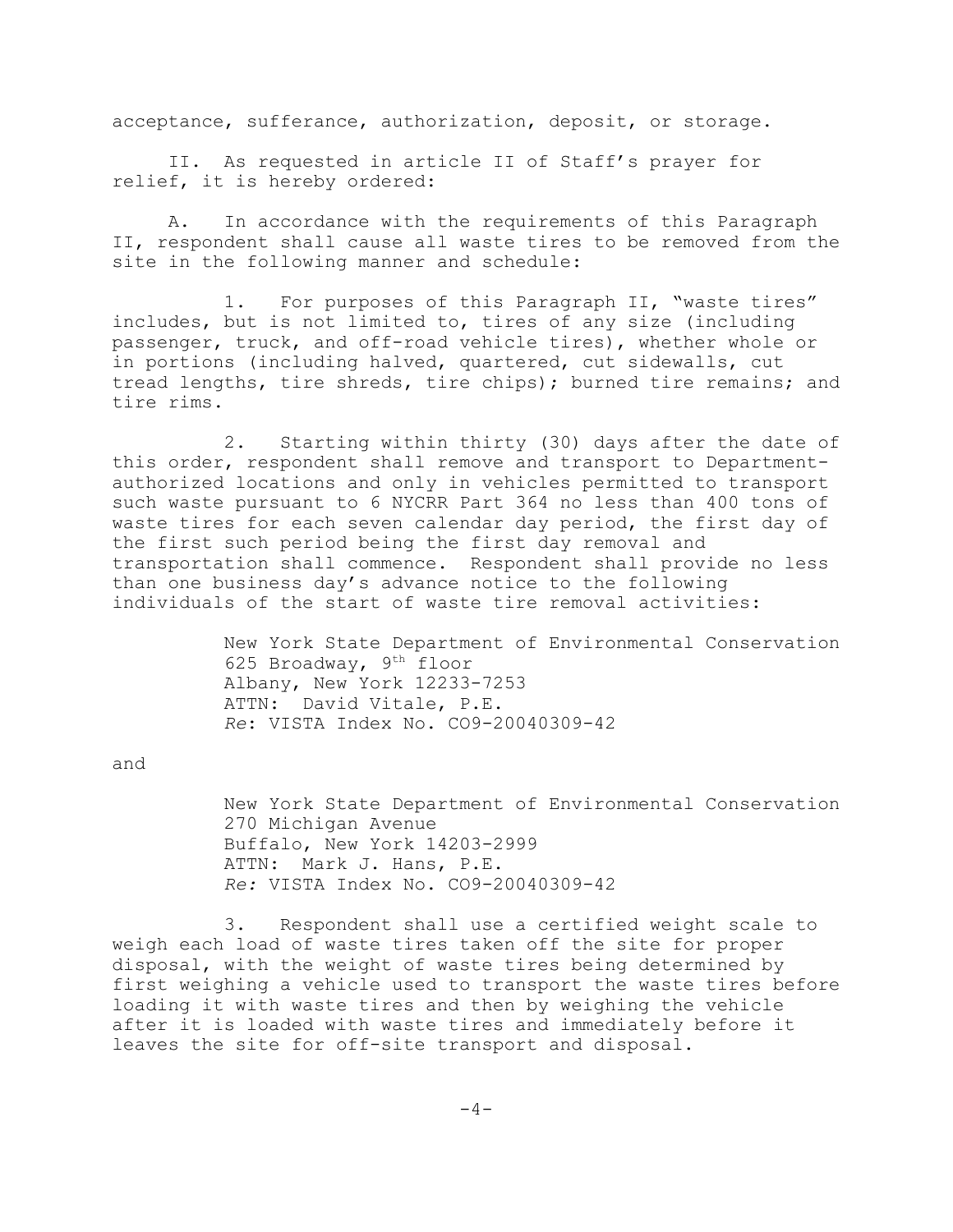acceptance, sufferance, authorization, deposit, or storage.

II. As requested in article II of Staff's prayer for relief, it is hereby ordered:

A. In accordance with the requirements of this Paragraph II, respondent shall cause all waste tires to be removed from the site in the following manner and schedule:

1. For purposes of this Paragraph II, "waste tires" includes, but is not limited to, tires of any size (including passenger, truck, and off-road vehicle tires), whether whole or in portions (including halved, quartered, cut sidewalls, cut tread lengths, tire shreds, tire chips); burned tire remains; and tire rims.

2. Starting within thirty (30) days after the date of this order, respondent shall remove and transport to Department-authorized locations and only in vehicles permitted to transport such waste pursuant to 6 NYCRR Part 364 no less than 400 tons of waste tires for each seven calendar day period, the first day of the first such period being the first day removal and transportation shall commence. Respondent shall provide no less than one business day's advance notice to the following individuals of the start of waste tire removal activities:

> New York State Department of Environmental Conservation
> 625 Broadway, 9th floor
> Albany, New York 12233-7253
> ATTN: David Vitale, P.E.
> *Re*: VISTA Index No. CO9-20040309-42

and

> New York State Department of Environmental Conservation
> 270 Michigan Avenue
> Buffalo, New York 14203-2999
> ATTN: Mark J. Hans, P.E.
> *Re:* VISTA Index No. CO9-20040309-42

3. Respondent shall use a certified weight scale to weigh each load of waste tires taken off the site for proper disposal, with the weight of waste tires being determined by first weighing a vehicle used to transport the waste tires before loading it with waste tires and then by weighing the vehicle after it is loaded with waste tires and immediately before it leaves the site for off-site transport and disposal.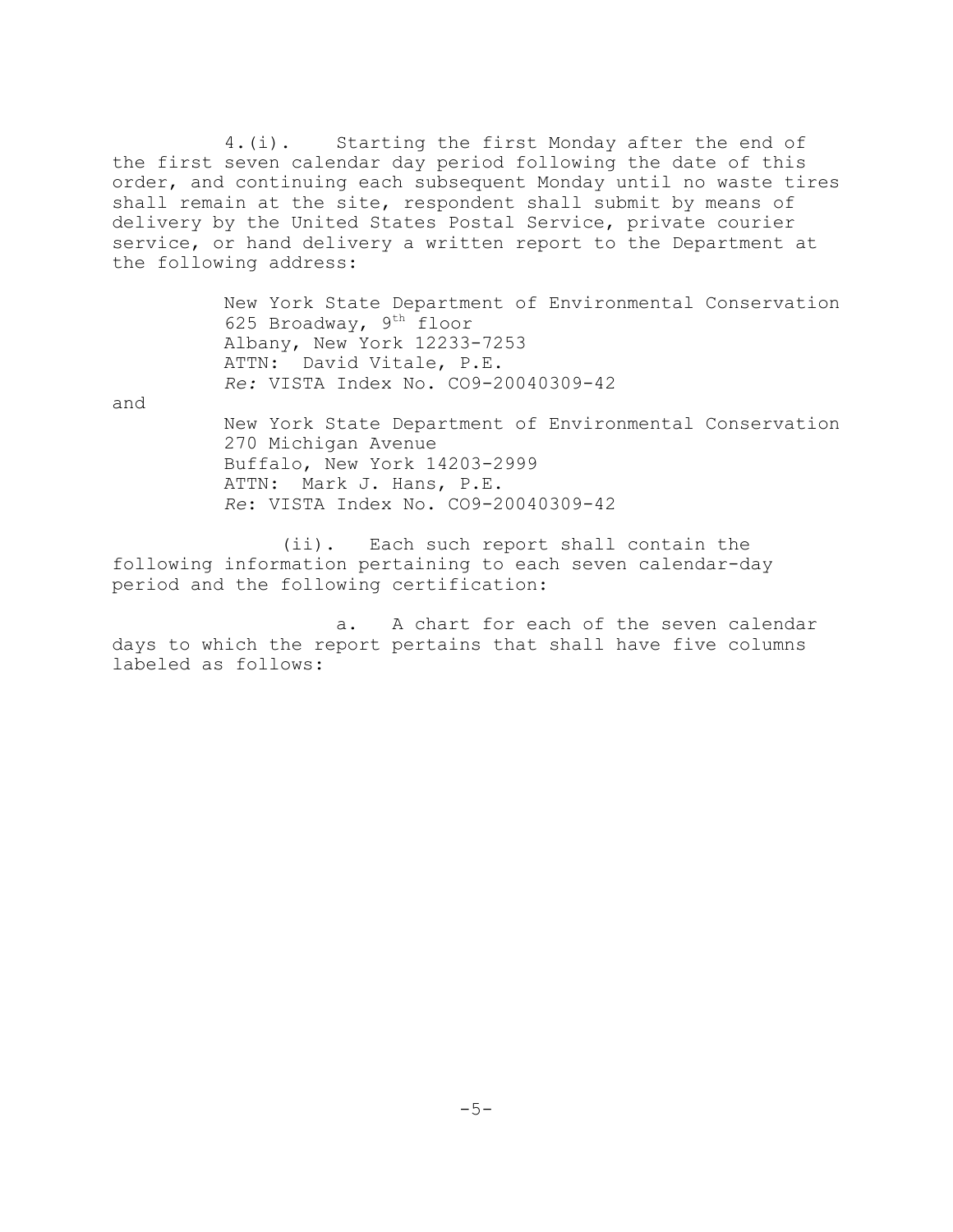4.(i). Starting the first Monday after the end of the first seven calendar day period following the date of this order, and continuing each subsequent Monday until no waste tires shall remain at the site, respondent shall submit by means of delivery by the United States Postal Service, private courier service, or hand delivery a written report to the Department at the following address:

> New York State Department of Environmental Conservation
> 625 Broadway, 9th floor
> Albany, New York 12233-7253
> ATTN: David Vitale, P.E.
> *Re:* VISTA Index No. CO9-20040309-42

and

> New York State Department of Environmental Conservation
> 270 Michigan Avenue
> Buffalo, New York 14203-2999
> ATTN: Mark J. Hans, P.E.
> *Re*: VISTA Index No. CO9-20040309-42

(ii). Each such report shall contain the following information pertaining to each seven calendar-day period and the following certification:

a. A chart for each of the seven calendar days to which the report pertains that shall have five columns labeled as follows: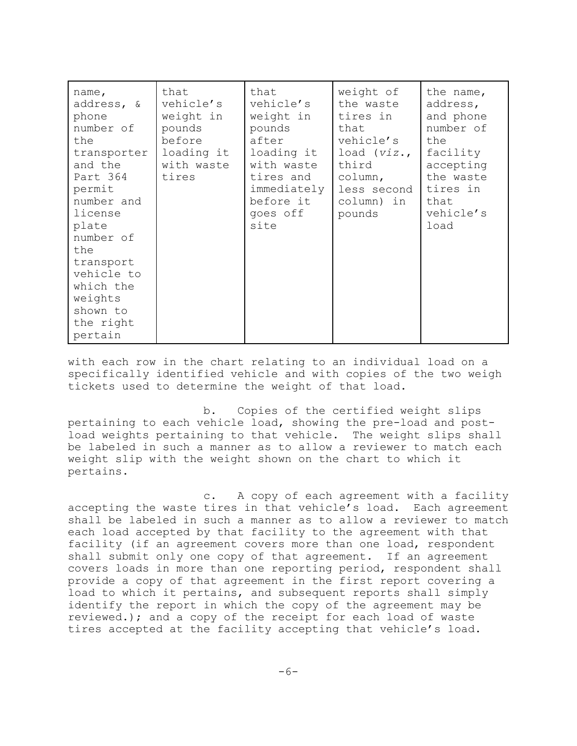| name, address, & phone number of the transporter and the Part 364 permit number and license plate number of the transport vehicle to which the weights shown to the right pertain | that vehicle's weight in pounds before loading it with waste tires | that vehicle's weight in pounds after loading it with waste tires and immediately before it goes off site | weight of the waste tires in that vehicle's load (*viz.*, third column, less second column) in pounds | the name, address, and phone number of the facility accepting the waste tires in that vehicle's load |
|---|---|---|---|---|

with each row in the chart relating to an individual load on a specifically identified vehicle and with copies of the two weigh tickets used to determine the weight of that load.

b. Copies of the certified weight slips pertaining to each vehicle load, showing the pre-load and post-load weights pertaining to that vehicle. The weight slips shall be labeled in such a manner as to allow a reviewer to match each weight slip with the weight shown on the chart to which it pertains.

c. A copy of each agreement with a facility accepting the waste tires in that vehicle's load. Each agreement shall be labeled in such a manner as to allow a reviewer to match each load accepted by that facility to the agreement with that facility (if an agreement covers more than one load, respondent shall submit only one copy of that agreement. If an agreement covers loads in more than one reporting period, respondent shall provide a copy of that agreement in the first report covering a load to which it pertains, and subsequent reports shall simply identify the report in which the copy of the agreement may be reviewed.); and a copy of the receipt for each load of waste tires accepted at the facility accepting that vehicle's load.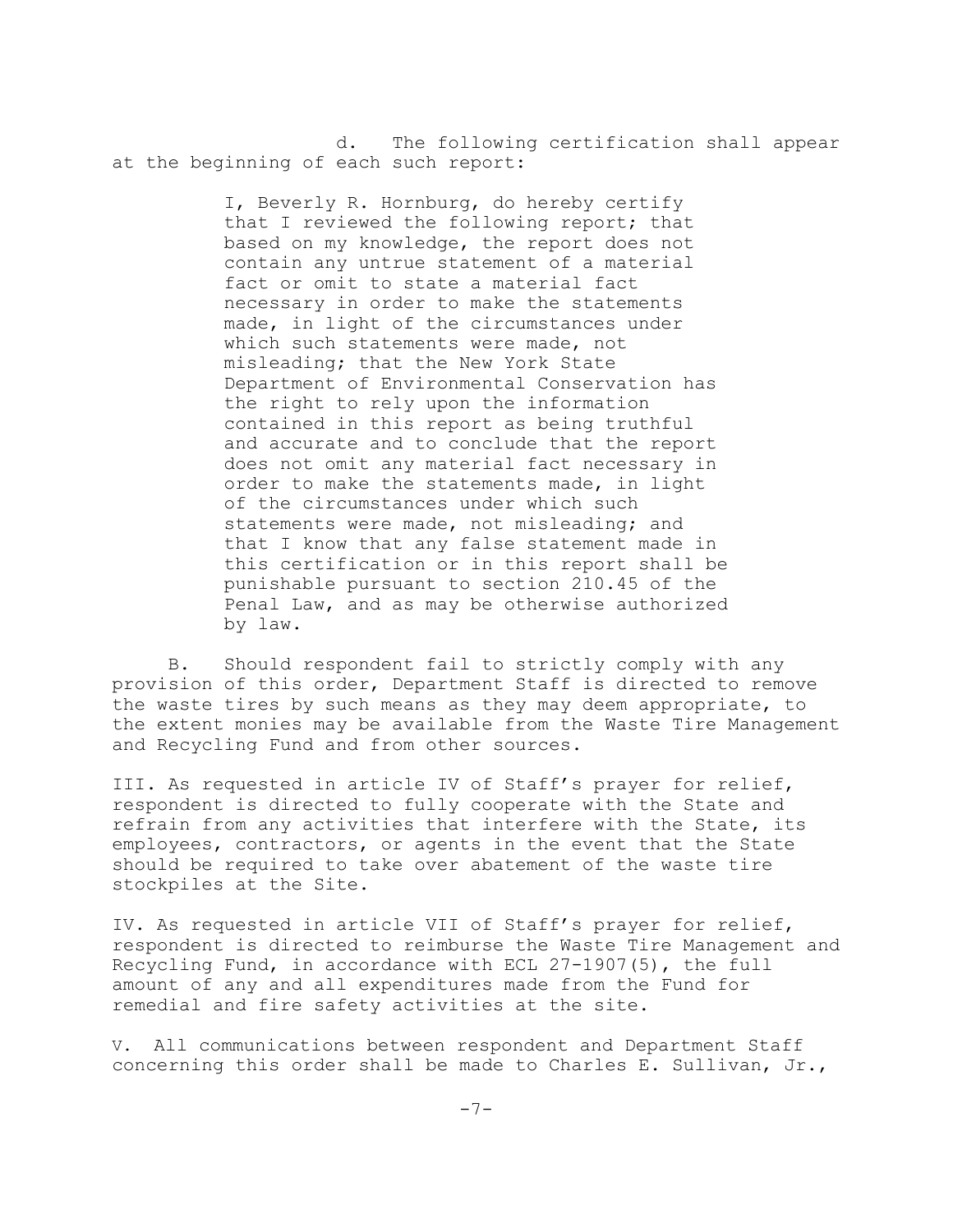d. The following certification shall appear at the beginning of each such report:

> I, Beverly R. Hornburg, do hereby certify that I reviewed the following report; that based on my knowledge, the report does not contain any untrue statement of a material fact or omit to state a material fact necessary in order to make the statements made, in light of the circumstances under which such statements were made, not misleading; that the New York State Department of Environmental Conservation has the right to rely upon the information contained in this report as being truthful and accurate and to conclude that the report does not omit any material fact necessary in order to make the statements made, in light of the circumstances under which such statements were made, not misleading; and that I know that any false statement made in this certification or in this report shall be punishable pursuant to section 210.45 of the Penal Law, and as may be otherwise authorized by law.

B. Should respondent fail to strictly comply with any provision of this order, Department Staff is directed to remove the waste tires by such means as they may deem appropriate, to the extent monies may be available from the Waste Tire Management and Recycling Fund and from other sources.

III. As requested in article IV of Staff's prayer for relief, respondent is directed to fully cooperate with the State and refrain from any activities that interfere with the State, its employees, contractors, or agents in the event that the State should be required to take over abatement of the waste tire stockpiles at the Site.

IV. As requested in article VII of Staff's prayer for relief, respondent is directed to reimburse the Waste Tire Management and Recycling Fund, in accordance with ECL 27-1907(5), the full amount of any and all expenditures made from the Fund for remedial and fire safety activities at the site.

V. All communications between respondent and Department Staff concerning this order shall be made to Charles E. Sullivan, Jr.,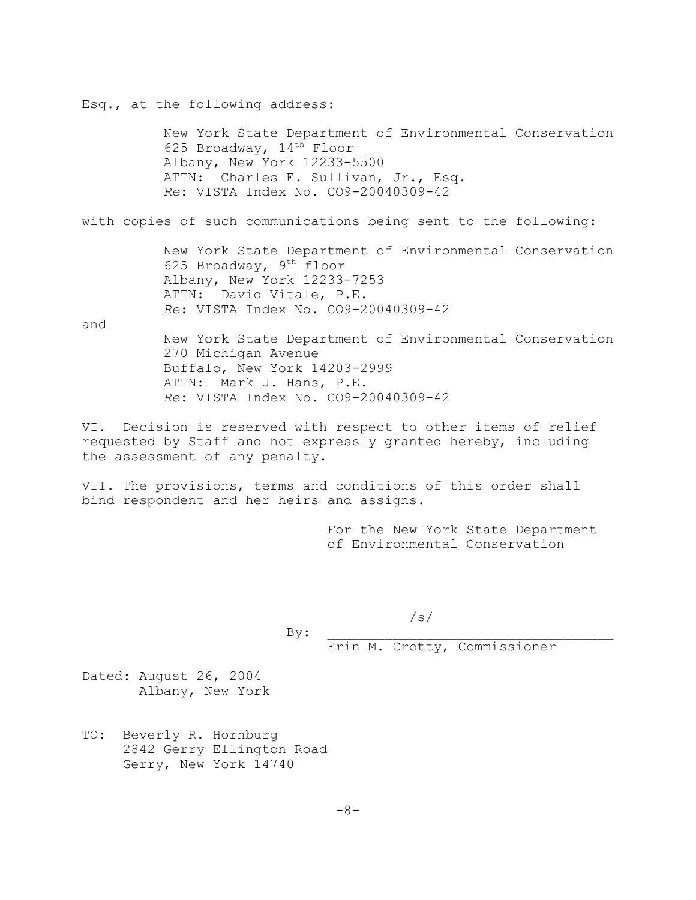Esq., at the following address:

New York State Department of Environmental Conservation
625 Broadway, 14th Floor
Albany, New York 12233-5500
ATTN: Charles E. Sullivan, Jr., Esq.
*Re*: VISTA Index No. CO9-20040309-42

with copies of such communications being sent to the following:

New York State Department of Environmental Conservation
625 Broadway, 9th floor
Albany, New York 12233-7253
ATTN: David Vitale, P.E.
*Re*: VISTA Index No. CO9-20040309-42

and

New York State Department of Environmental Conservation
270 Michigan Avenue
Buffalo, New York 14203-2999
ATTN: Mark J. Hans, P.E.
*Re*: VISTA Index No. CO9-20040309-42

VI. Decision is reserved with respect to other items of relief requested by Staff and not expressly granted hereby, including the assessment of any penalty.

VII. The provisions, terms and conditions of this order shall bind respondent and her heirs and assigns.

For the New York State Department of Environmental Conservation

/s/

By: ___________________________________
Erin M. Crotty, Commissioner

Dated: August 26, 2004
Albany, New York

TO: Beverly R. Hornburg
2842 Gerry Ellington Road
Gerry, New York 14740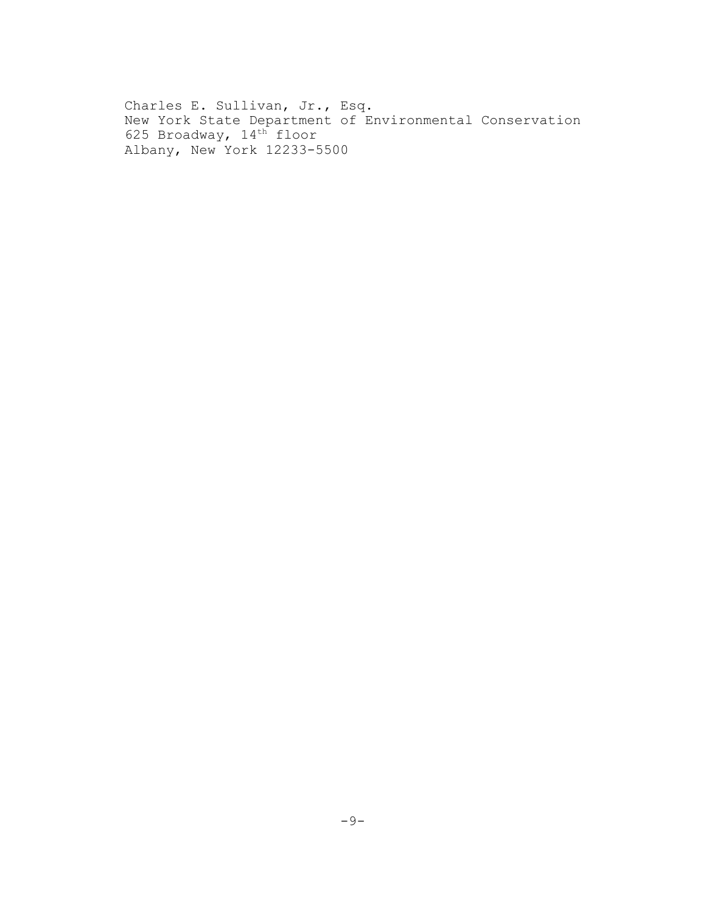Charles E. Sullivan, Jr., Esq.
New York State Department of Environmental Conservation
625 Broadway, 14th floor
Albany, New York 12233-5500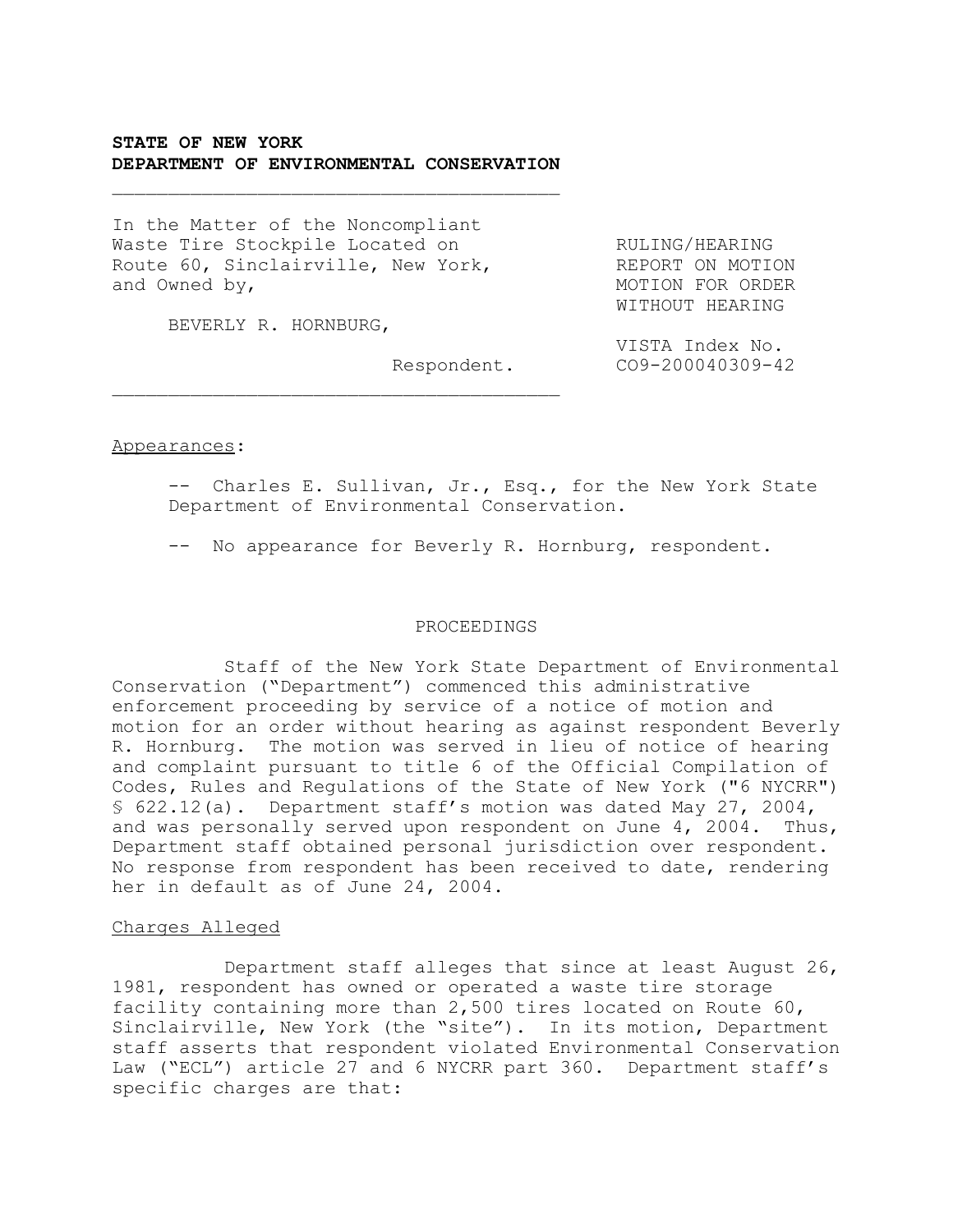**STATE OF NEW YORK**
**DEPARTMENT OF ENVIRONMENTAL CONSERVATION**

---

In the Matter of the Noncompliant Waste Tire Stockpile Located on Route 60, Sinclairville, New York, and Owned by,

BEVERLY R. HORNBURG,

Respondent.

RULING/HEARING REPORT ON MOTION MOTION FOR ORDER WITHOUT HEARING

VISTA Index No. CO9-200040309-42

---

Appearances:

-- Charles E. Sullivan, Jr., Esq., for the New York State Department of Environmental Conservation.

-- No appearance for Beverly R. Hornburg, respondent.

## PROCEEDINGS

Staff of the New York State Department of Environmental Conservation ("Department") commenced this administrative enforcement proceeding by service of a notice of motion and motion for an order without hearing as against respondent Beverly R. Hornburg. The motion was served in lieu of notice of hearing and complaint pursuant to title 6 of the Official Compilation of Codes, Rules and Regulations of the State of New York ("6 NYCRR") § 622.12(a). Department staff's motion was dated May 27, 2004, and was personally served upon respondent on June 4, 2004. Thus, Department staff obtained personal jurisdiction over respondent. No response from respondent has been received to date, rendering her in default as of June 24, 2004.

### Charges Alleged

Department staff alleges that since at least August 26, 1981, respondent has owned or operated a waste tire storage facility containing more than 2,500 tires located on Route 60, Sinclairville, New York (the "site"). In its motion, Department staff asserts that respondent violated Environmental Conservation Law ("ECL") article 27 and 6 NYCRR part 360. Department staff's specific charges are that: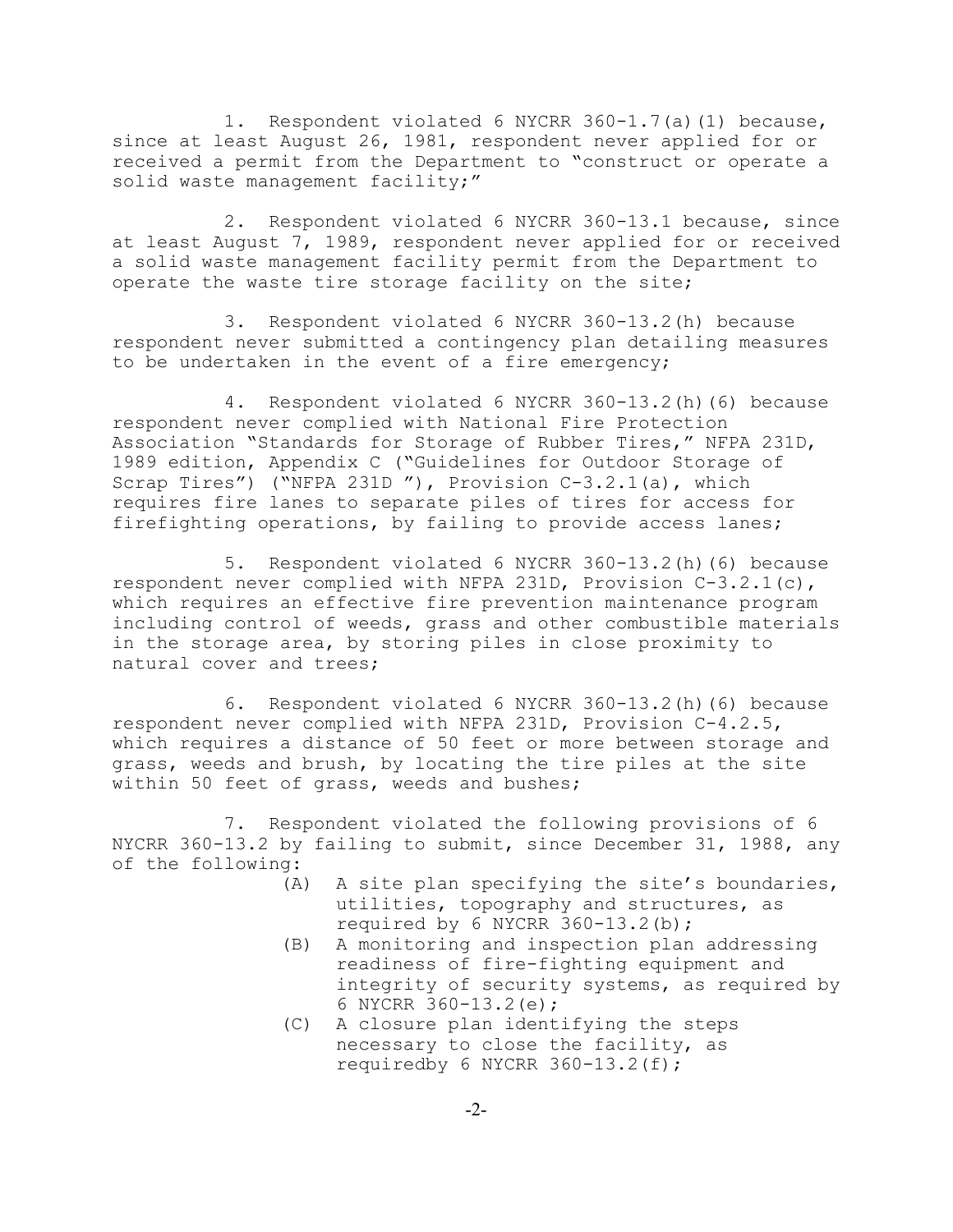1. Respondent violated 6 NYCRR 360-1.7(a)(1) because, since at least August 26, 1981, respondent never applied for or received a permit from the Department to "construct or operate a solid waste management facility;"

2. Respondent violated 6 NYCRR 360-13.1 because, since at least August 7, 1989, respondent never applied for or received a solid waste management facility permit from the Department to operate the waste tire storage facility on the site;

3. Respondent violated 6 NYCRR 360-13.2(h) because respondent never submitted a contingency plan detailing measures to be undertaken in the event of a fire emergency;

4. Respondent violated 6 NYCRR 360-13.2(h)(6) because respondent never complied with National Fire Protection Association "Standards for Storage of Rubber Tires," NFPA 231D, 1989 edition, Appendix C ("Guidelines for Outdoor Storage of Scrap Tires") ("NFPA 231D "), Provision C-3.2.1(a), which requires fire lanes to separate piles of tires for access for firefighting operations, by failing to provide access lanes;

5. Respondent violated 6 NYCRR 360-13.2(h)(6) because respondent never complied with NFPA 231D, Provision C-3.2.1(c), which requires an effective fire prevention maintenance program including control of weeds, grass and other combustible materials in the storage area, by storing piles in close proximity to natural cover and trees;

6. Respondent violated 6 NYCRR 360-13.2(h)(6) because respondent never complied with NFPA 231D, Provision C-4.2.5, which requires a distance of 50 feet or more between storage and grass, weeds and brush, by locating the tire piles at the site within 50 feet of grass, weeds and bushes;

7. Respondent violated the following provisions of 6 NYCRR 360-13.2 by failing to submit, since December 31, 1988, any of the following:

(A) A site plan specifying the site's boundaries, utilities, topography and structures, as required by 6 NYCRR 360-13.2(b);

(B) A monitoring and inspection plan addressing readiness of fire-fighting equipment and integrity of security systems, as required by 6 NYCRR 360-13.2(e);

(C) A closure plan identifying the steps necessary to close the facility, as requiredby 6 NYCRR 360-13.2(f);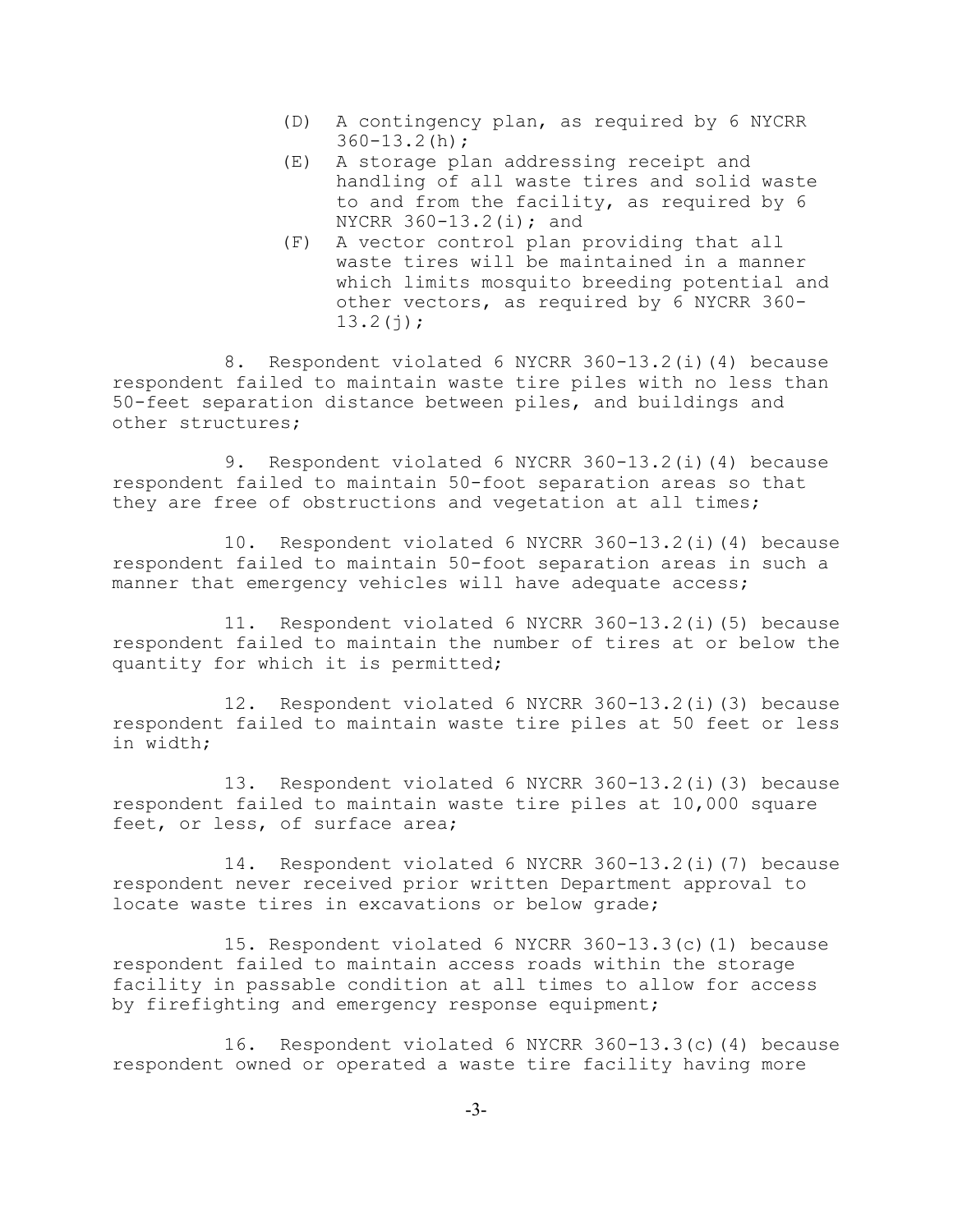(D) A contingency plan, as required by 6 NYCRR 360-13.2(h);

(E) A storage plan addressing receipt and handling of all waste tires and solid waste to and from the facility, as required by 6 NYCRR 360-13.2(i); and

(F) A vector control plan providing that all waste tires will be maintained in a manner which limits mosquito breeding potential and other vectors, as required by 6 NYCRR 360-13.2(j);

8. Respondent violated 6 NYCRR 360-13.2(i)(4) because respondent failed to maintain waste tire piles with no less than 50-feet separation distance between piles, and buildings and other structures;

9. Respondent violated 6 NYCRR 360-13.2(i)(4) because respondent failed to maintain 50-foot separation areas so that they are free of obstructions and vegetation at all times;

10. Respondent violated 6 NYCRR 360-13.2(i)(4) because respondent failed to maintain 50-foot separation areas in such a manner that emergency vehicles will have adequate access;

11. Respondent violated 6 NYCRR 360-13.2(i)(5) because respondent failed to maintain the number of tires at or below the quantity for which it is permitted;

12. Respondent violated 6 NYCRR 360-13.2(i)(3) because respondent failed to maintain waste tire piles at 50 feet or less in width;

13. Respondent violated 6 NYCRR 360-13.2(i)(3) because respondent failed to maintain waste tire piles at 10,000 square feet, or less, of surface area;

14. Respondent violated 6 NYCRR 360-13.2(i)(7) because respondent never received prior written Department approval to locate waste tires in excavations or below grade;

15. Respondent violated 6 NYCRR 360-13.3(c)(1) because respondent failed to maintain access roads within the storage facility in passable condition at all times to allow for access by firefighting and emergency response equipment;

16. Respondent violated 6 NYCRR 360-13.3(c)(4) because respondent owned or operated a waste tire facility having more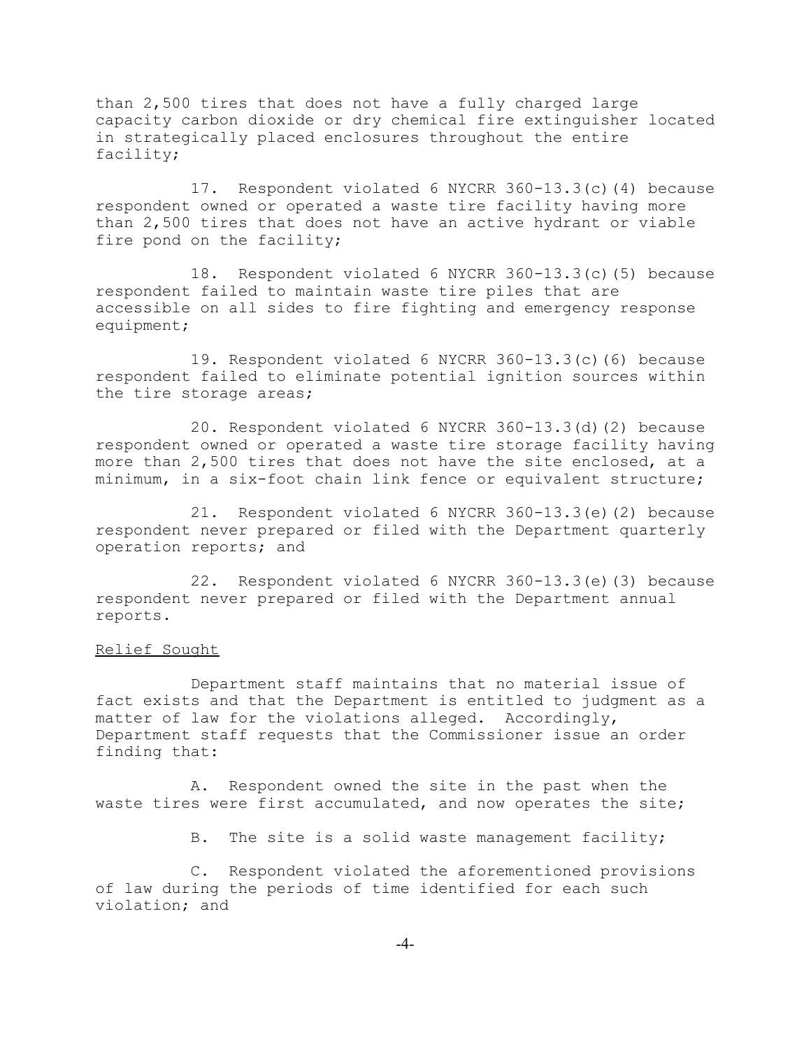than 2,500 tires that does not have a fully charged large capacity carbon dioxide or dry chemical fire extinguisher located in strategically placed enclosures throughout the entire facility;

17. Respondent violated 6 NYCRR 360-13.3(c)(4) because respondent owned or operated a waste tire facility having more than 2,500 tires that does not have an active hydrant or viable fire pond on the facility;

18. Respondent violated 6 NYCRR 360-13.3(c)(5) because respondent failed to maintain waste tire piles that are accessible on all sides to fire fighting and emergency response equipment;

19. Respondent violated 6 NYCRR 360-13.3(c)(6) because respondent failed to eliminate potential ignition sources within the tire storage areas;

20. Respondent violated 6 NYCRR 360-13.3(d)(2) because respondent owned or operated a waste tire storage facility having more than 2,500 tires that does not have the site enclosed, at a minimum, in a six-foot chain link fence or equivalent structure;

21. Respondent violated 6 NYCRR 360-13.3(e)(2) because respondent never prepared or filed with the Department quarterly operation reports; and

22. Respondent violated 6 NYCRR 360-13.3(e)(3) because respondent never prepared or filed with the Department annual reports.

Relief Sought

Department staff maintains that no material issue of fact exists and that the Department is entitled to judgment as a matter of law for the violations alleged. Accordingly, Department staff requests that the Commissioner issue an order finding that:

A. Respondent owned the site in the past when the waste tires were first accumulated, and now operates the site;

B. The site is a solid waste management facility;

C. Respondent violated the aforementioned provisions of law during the periods of time identified for each such violation; and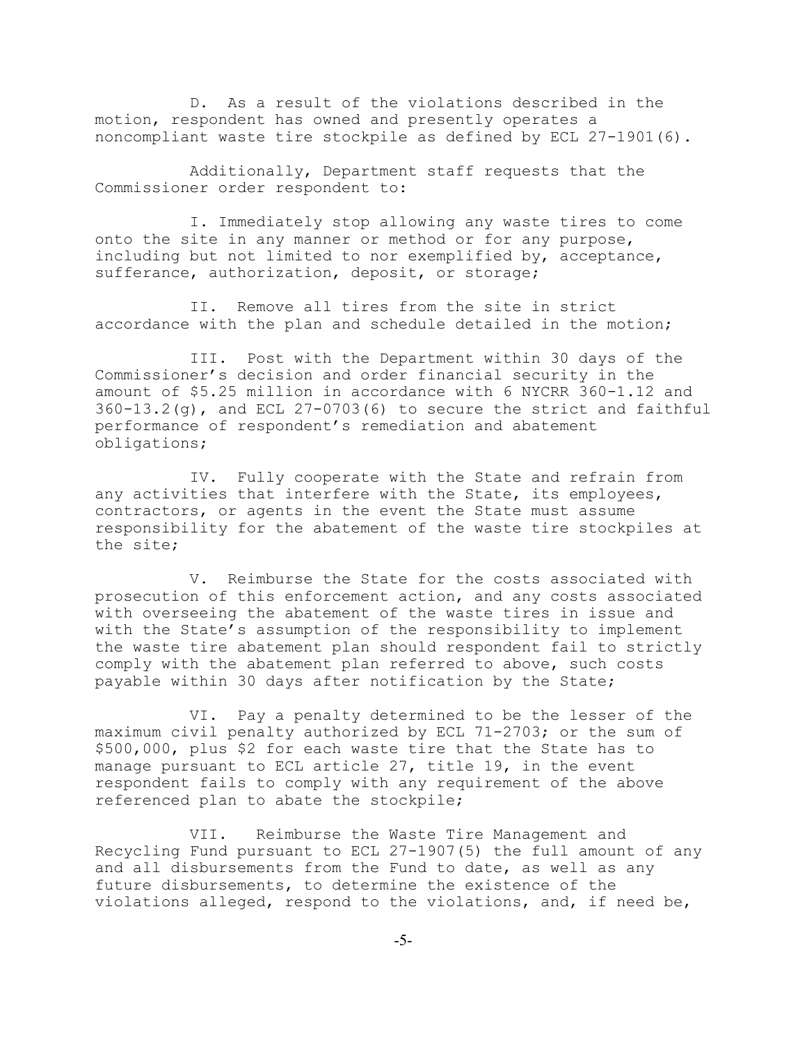D. As a result of the violations described in the motion, respondent has owned and presently operates a noncompliant waste tire stockpile as defined by ECL 27-1901(6).

Additionally, Department staff requests that the Commissioner order respondent to:

I. Immediately stop allowing any waste tires to come onto the site in any manner or method or for any purpose, including but not limited to nor exemplified by, acceptance, sufferance, authorization, deposit, or storage;

II. Remove all tires from the site in strict accordance with the plan and schedule detailed in the motion;

III. Post with the Department within 30 days of the Commissioner's decision and order financial security in the amount of $5.25 million in accordance with 6 NYCRR 360-1.12 and 360-13.2(g), and ECL 27-0703(6) to secure the strict and faithful performance of respondent's remediation and abatement obligations;

IV. Fully cooperate with the State and refrain from any activities that interfere with the State, its employees, contractors, or agents in the event the State must assume responsibility for the abatement of the waste tire stockpiles at the site;

V. Reimburse the State for the costs associated with prosecution of this enforcement action, and any costs associated with overseeing the abatement of the waste tires in issue and with the State's assumption of the responsibility to implement the waste tire abatement plan should respondent fail to strictly comply with the abatement plan referred to above, such costs payable within 30 days after notification by the State;

VI. Pay a penalty determined to be the lesser of the maximum civil penalty authorized by ECL 71-2703; or the sum of $500,000, plus $2 for each waste tire that the State has to manage pursuant to ECL article 27, title 19, in the event respondent fails to comply with any requirement of the above referenced plan to abate the stockpile;

VII. Reimburse the Waste Tire Management and Recycling Fund pursuant to ECL 27-1907(5) the full amount of any and all disbursements from the Fund to date, as well as any future disbursements, to determine the existence of the violations alleged, respond to the violations, and, if need be,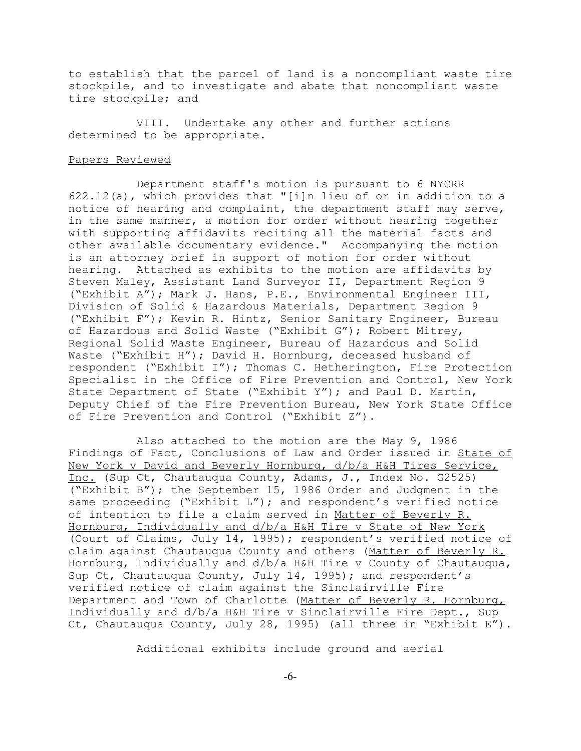to establish that the parcel of land is a noncompliant waste tire stockpile, and to investigate and abate that noncompliant waste tire stockpile; and

VIII. Undertake any other and further actions determined to be appropriate.

Papers Reviewed

Department staff's motion is pursuant to 6 NYCRR 622.12(a), which provides that "[i]n lieu of or in addition to a notice of hearing and complaint, the department staff may serve, in the same manner, a motion for order without hearing together with supporting affidavits reciting all the material facts and other available documentary evidence." Accompanying the motion is an attorney brief in support of motion for order without hearing. Attached as exhibits to the motion are affidavits by Steven Maley, Assistant Land Surveyor II, Department Region 9 ("Exhibit A"); Mark J. Hans, P.E., Environmental Engineer III, Division of Solid & Hazardous Materials, Department Region 9 ("Exhibit F"); Kevin R. Hintz, Senior Sanitary Engineer, Bureau of Hazardous and Solid Waste ("Exhibit G"); Robert Mitrey, Regional Solid Waste Engineer, Bureau of Hazardous and Solid Waste ("Exhibit H"); David H. Hornburg, deceased husband of respondent ("Exhibit I"); Thomas C. Hetherington, Fire Protection Specialist in the Office of Fire Prevention and Control, New York State Department of State ("Exhibit Y"); and Paul D. Martin, Deputy Chief of the Fire Prevention Bureau, New York State Office of Fire Prevention and Control ("Exhibit Z").

Also attached to the motion are the May 9, 1986 Findings of Fact, Conclusions of Law and Order issued in State of New York v David and Beverly Hornburg, d/b/a H&H Tires Service, Inc. (Sup Ct, Chautauqua County, Adams, J., Index No. G2525) ("Exhibit B"); the September 15, 1986 Order and Judgment in the same proceeding ("Exhibit L"); and respondent's verified notice of intention to file a claim served in Matter of Beverly R. Hornburg, Individually and d/b/a H&H Tire v State of New York (Court of Claims, July 14, 1995); respondent's verified notice of claim against Chautauqua County and others (Matter of Beverly R. Hornburg, Individually and d/b/a H&H Tire v County of Chautauqua, Sup Ct, Chautauqua County, July 14, 1995); and respondent's verified notice of claim against the Sinclairville Fire Department and Town of Charlotte (Matter of Beverly R. Hornburg, Individually and d/b/a H&H Tire v Sinclairville Fire Dept., Sup Ct, Chautauqua County, July 28, 1995) (all three in "Exhibit E").

Additional exhibits include ground and aerial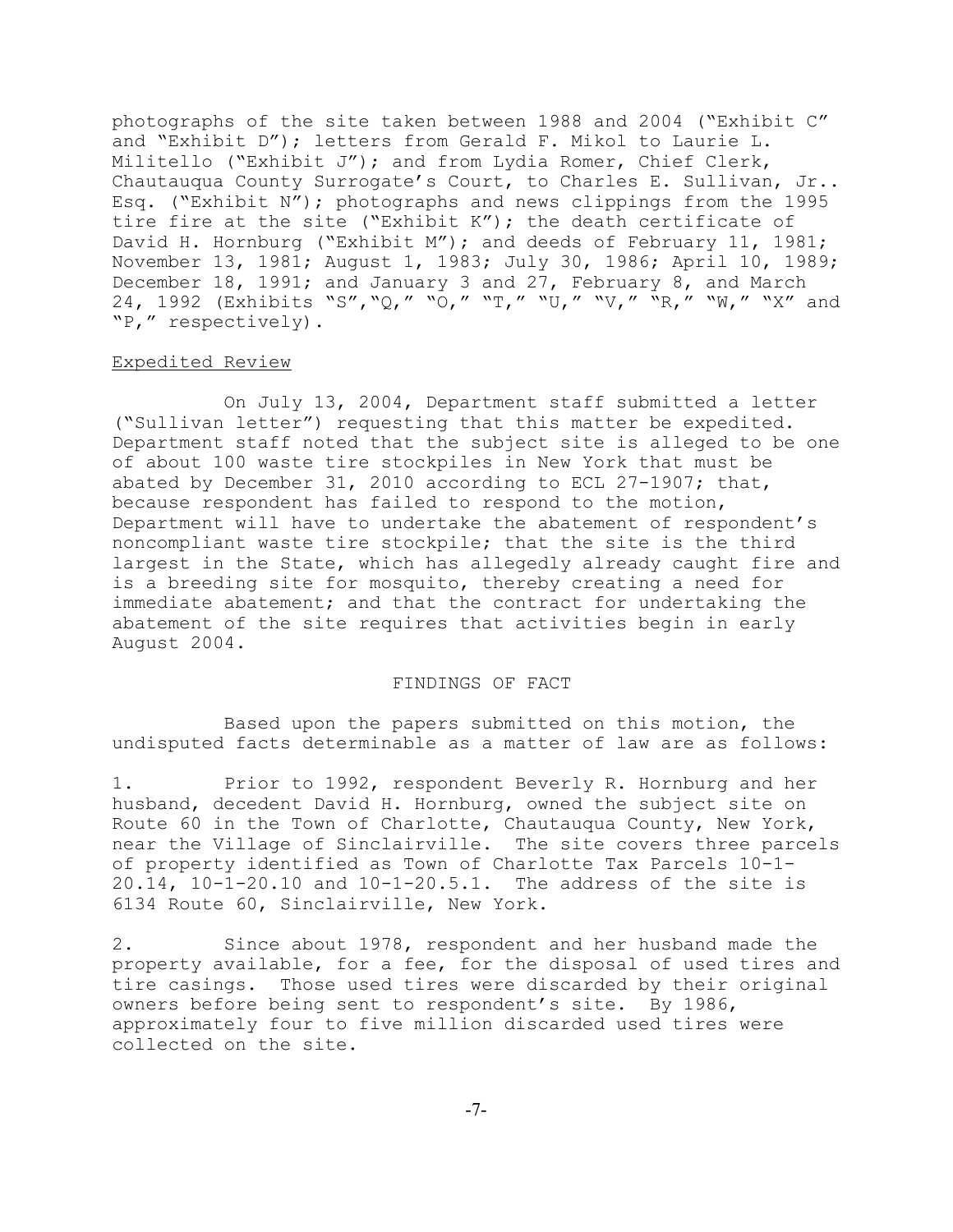photographs of the site taken between 1988 and 2004 ("Exhibit C" and "Exhibit D"); letters from Gerald F. Mikol to Laurie L. Militello ("Exhibit J"); and from Lydia Romer, Chief Clerk, Chautauqua County Surrogate's Court, to Charles E. Sullivan, Jr.. Esq. ("Exhibit N"); photographs and news clippings from the 1995 tire fire at the site ("Exhibit K"); the death certificate of David H. Hornburg ("Exhibit M"); and deeds of February 11, 1981; November 13, 1981; August 1, 1983; July 30, 1986; April 10, 1989; December 18, 1991; and January 3 and 27, February 8, and March 24, 1992 (Exhibits "S","Q," "O," "T," "U," "V," "R," "W," "X" and "P," respectively).

<u>Expedited Review</u>

On July 13, 2004, Department staff submitted a letter ("Sullivan letter") requesting that this matter be expedited. Department staff noted that the subject site is alleged to be one of about 100 waste tire stockpiles in New York that must be abated by December 31, 2010 according to ECL 27-1907; that, because respondent has failed to respond to the motion, Department will have to undertake the abatement of respondent's noncompliant waste tire stockpile; that the site is the third largest in the State, which has allegedly already caught fire and is a breeding site for mosquito, thereby creating a need for immediate abatement; and that the contract for undertaking the abatement of the site requires that activities begin in early August 2004.

## FINDINGS OF FACT

Based upon the papers submitted on this motion, the undisputed facts determinable as a matter of law are as follows:

1. Prior to 1992, respondent Beverly R. Hornburg and her husband, decedent David H. Hornburg, owned the subject site on Route 60 in the Town of Charlotte, Chautauqua County, New York, near the Village of Sinclairville. The site covers three parcels of property identified as Town of Charlotte Tax Parcels 10-1-20.14, 10-1-20.10 and 10-1-20.5.1. The address of the site is 6134 Route 60, Sinclairville, New York.

2. Since about 1978, respondent and her husband made the property available, for a fee, for the disposal of used tires and tire casings. Those used tires were discarded by their original owners before being sent to respondent's site. By 1986, approximately four to five million discarded used tires were collected on the site.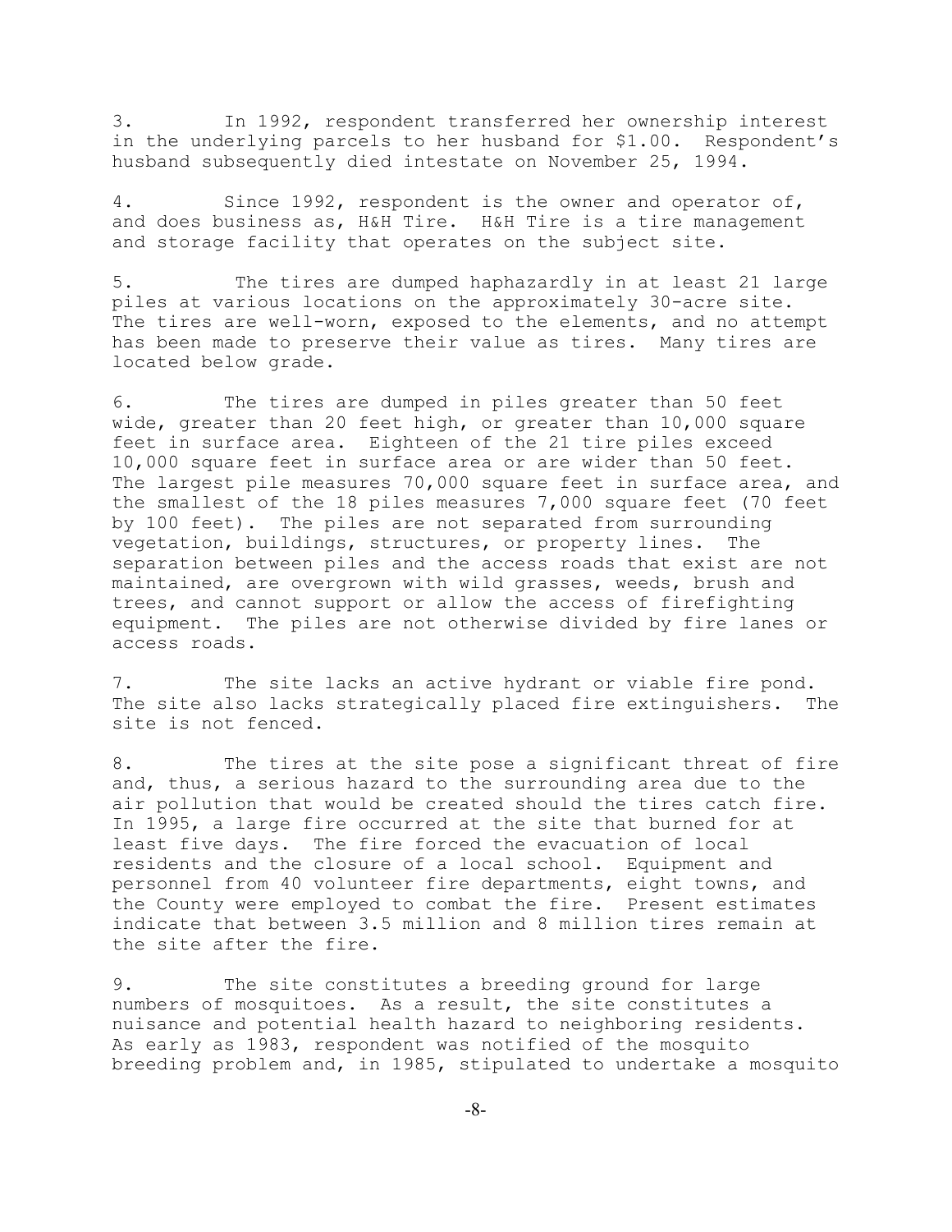3. In 1992, respondent transferred her ownership interest in the underlying parcels to her husband for $1.00. Respondent's husband subsequently died intestate on November 25, 1994.

4. Since 1992, respondent is the owner and operator of, and does business as, H&H Tire. H&H Tire is a tire management and storage facility that operates on the subject site.

5. The tires are dumped haphazardly in at least 21 large piles at various locations on the approximately 30-acre site. The tires are well-worn, exposed to the elements, and no attempt has been made to preserve their value as tires. Many tires are located below grade.

6. The tires are dumped in piles greater than 50 feet wide, greater than 20 feet high, or greater than 10,000 square feet in surface area. Eighteen of the 21 tire piles exceed 10,000 square feet in surface area or are wider than 50 feet. The largest pile measures 70,000 square feet in surface area, and the smallest of the 18 piles measures 7,000 square feet (70 feet by 100 feet). The piles are not separated from surrounding vegetation, buildings, structures, or property lines. The separation between piles and the access roads that exist are not maintained, are overgrown with wild grasses, weeds, brush and trees, and cannot support or allow the access of firefighting equipment. The piles are not otherwise divided by fire lanes or access roads.

7. The site lacks an active hydrant or viable fire pond. The site also lacks strategically placed fire extinguishers. The site is not fenced.

8. The tires at the site pose a significant threat of fire and, thus, a serious hazard to the surrounding area due to the air pollution that would be created should the tires catch fire. In 1995, a large fire occurred at the site that burned for at least five days. The fire forced the evacuation of local residents and the closure of a local school. Equipment and personnel from 40 volunteer fire departments, eight towns, and the County were employed to combat the fire. Present estimates indicate that between 3.5 million and 8 million tires remain at the site after the fire.

9. The site constitutes a breeding ground for large numbers of mosquitoes. As a result, the site constitutes a nuisance and potential health hazard to neighboring residents. As early as 1983, respondent was notified of the mosquito breeding problem and, in 1985, stipulated to undertake a mosquito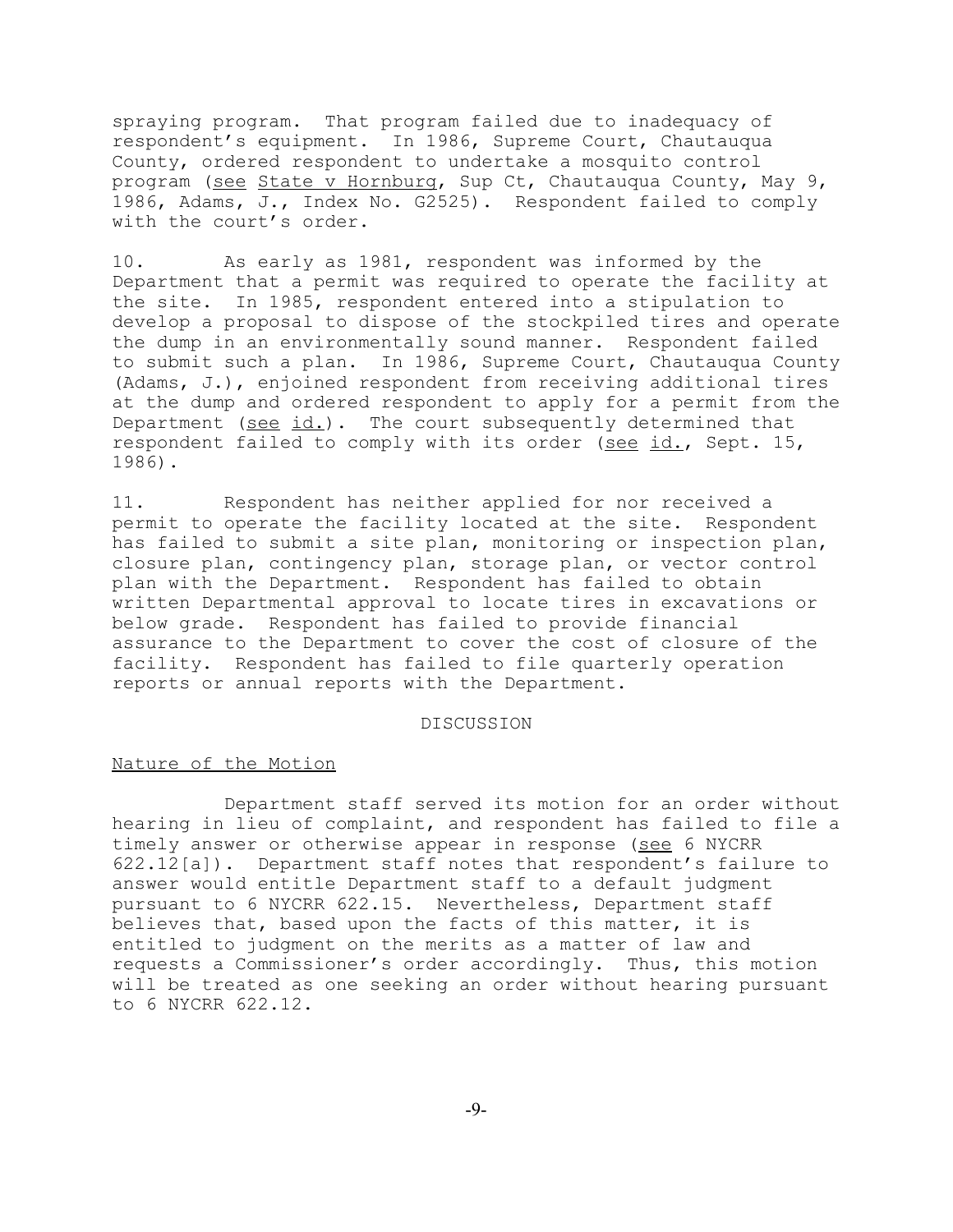spraying program. That program failed due to inadequacy of respondent's equipment. In 1986, Supreme Court, Chautauqua County, ordered respondent to undertake a mosquito control program (see State v Hornburg, Sup Ct, Chautauqua County, May 9, 1986, Adams, J., Index No. G2525). Respondent failed to comply with the court's order.

10. As early as 1981, respondent was informed by the Department that a permit was required to operate the facility at the site. In 1985, respondent entered into a stipulation to develop a proposal to dispose of the stockpiled tires and operate the dump in an environmentally sound manner. Respondent failed to submit such a plan. In 1986, Supreme Court, Chautauqua County (Adams, J.), enjoined respondent from receiving additional tires at the dump and ordered respondent to apply for a permit from the Department (see id.). The court subsequently determined that respondent failed to comply with its order (see id., Sept. 15, 1986).

11. Respondent has neither applied for nor received a permit to operate the facility located at the site. Respondent has failed to submit a site plan, monitoring or inspection plan, closure plan, contingency plan, storage plan, or vector control plan with the Department. Respondent has failed to obtain written Departmental approval to locate tires in excavations or below grade. Respondent has failed to provide financial assurance to the Department to cover the cost of closure of the facility. Respondent has failed to file quarterly operation reports or annual reports with the Department.

## DISCUSSION

### Nature of the Motion

Department staff served its motion for an order without hearing in lieu of complaint, and respondent has failed to file a timely answer or otherwise appear in response (see 6 NYCRR 622.12[a]). Department staff notes that respondent's failure to answer would entitle Department staff to a default judgment pursuant to 6 NYCRR 622.15. Nevertheless, Department staff believes that, based upon the facts of this matter, it is entitled to judgment on the merits as a matter of law and requests a Commissioner's order accordingly. Thus, this motion will be treated as one seeking an order without hearing pursuant to 6 NYCRR 622.12.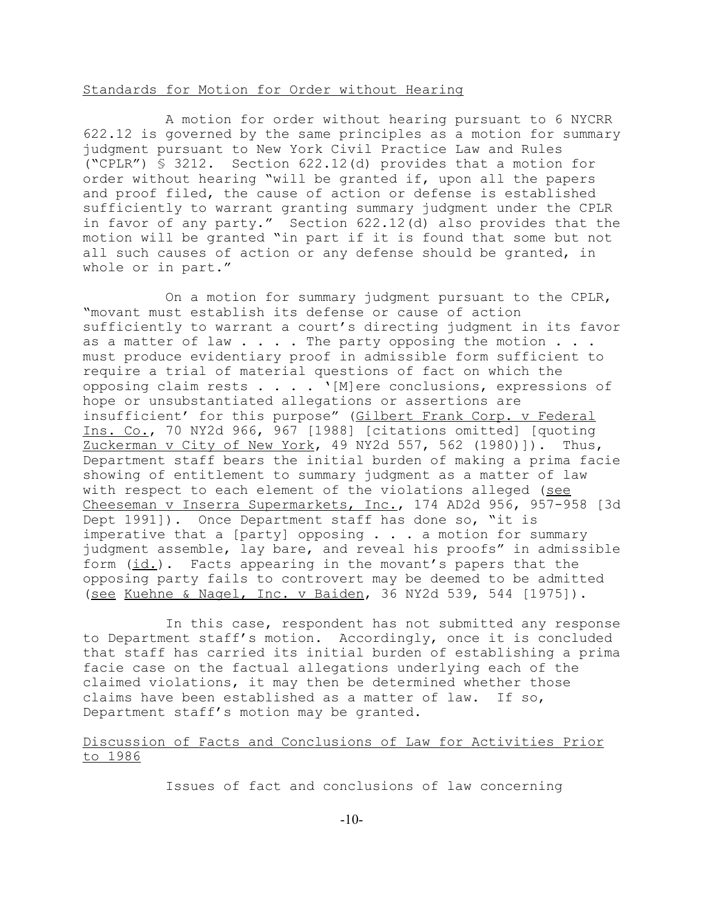Standards for Motion for Order without Hearing

A motion for order without hearing pursuant to 6 NYCRR 622.12 is governed by the same principles as a motion for summary judgment pursuant to New York Civil Practice Law and Rules ("CPLR") § 3212. Section 622.12(d) provides that a motion for order without hearing "will be granted if, upon all the papers and proof filed, the cause of action or defense is established sufficiently to warrant granting summary judgment under the CPLR in favor of any party." Section 622.12(d) also provides that the motion will be granted "in part if it is found that some but not all such causes of action or any defense should be granted, in whole or in part."

On a motion for summary judgment pursuant to the CPLR, "movant must establish its defense or cause of action sufficiently to warrant a court's directing judgment in its favor as a matter of law . . . . The party opposing the motion . . . must produce evidentiary proof in admissible form sufficient to require a trial of material questions of fact on which the opposing claim rests . . . . '[M]ere conclusions, expressions of hope or unsubstantiated allegations or assertions are insufficient' for this purpose" (Gilbert Frank Corp. v Federal Ins. Co., 70 NY2d 966, 967 [1988] [citations omitted] [quoting Zuckerman v City of New York, 49 NY2d 557, 562 (1980)]). Thus, Department staff bears the initial burden of making a prima facie showing of entitlement to summary judgment as a matter of law with respect to each element of the violations alleged (see Cheeseman v Inserra Supermarkets, Inc., 174 AD2d 956, 957-958 [3d Dept 1991]). Once Department staff has done so, "it is imperative that a [party] opposing . . . a motion for summary judgment assemble, lay bare, and reveal his proofs" in admissible form (id.). Facts appearing in the movant's papers that the opposing party fails to controvert may be deemed to be admitted (see Kuehne & Nagel, Inc. v Baiden, 36 NY2d 539, 544 [1975]).

In this case, respondent has not submitted any response to Department staff's motion. Accordingly, once it is concluded that staff has carried its initial burden of establishing a prima facie case on the factual allegations underlying each of the claimed violations, it may then be determined whether those claims have been established as a matter of law. If so, Department staff's motion may be granted.

Discussion of Facts and Conclusions of Law for Activities Prior to 1986

Issues of fact and conclusions of law concerning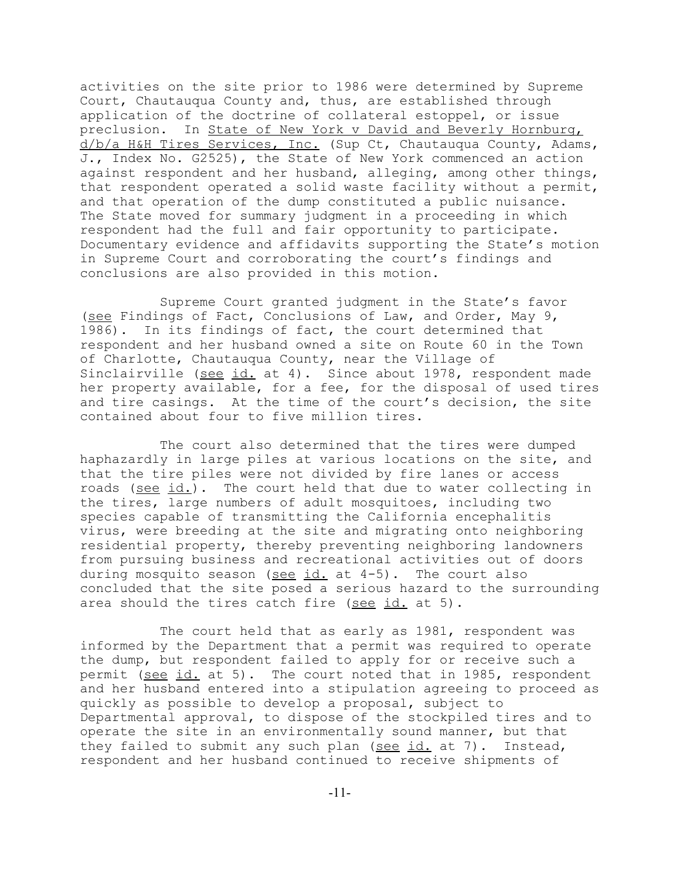activities on the site prior to 1986 were determined by Supreme Court, Chautauqua County and, thus, are established through application of the doctrine of collateral estoppel, or issue preclusion. In State of New York v David and Beverly Hornburg, d/b/a H&H Tires Services, Inc. (Sup Ct, Chautauqua County, Adams, J., Index No. G2525), the State of New York commenced an action against respondent and her husband, alleging, among other things, that respondent operated a solid waste facility without a permit, and that operation of the dump constituted a public nuisance. The State moved for summary judgment in a proceeding in which respondent had the full and fair opportunity to participate. Documentary evidence and affidavits supporting the State's motion in Supreme Court and corroborating the court's findings and conclusions are also provided in this motion.

Supreme Court granted judgment in the State's favor (see Findings of Fact, Conclusions of Law, and Order, May 9, 1986). In its findings of fact, the court determined that respondent and her husband owned a site on Route 60 in the Town of Charlotte, Chautauqua County, near the Village of Sinclairville (see id. at 4). Since about 1978, respondent made her property available, for a fee, for the disposal of used tires and tire casings. At the time of the court's decision, the site contained about four to five million tires.

The court also determined that the tires were dumped haphazardly in large piles at various locations on the site, and that the tire piles were not divided by fire lanes or access roads (see id.). The court held that due to water collecting in the tires, large numbers of adult mosquitoes, including two species capable of transmitting the California encephalitis virus, were breeding at the site and migrating onto neighboring residential property, thereby preventing neighboring landowners from pursuing business and recreational activities out of doors during mosquito season (see id. at 4-5). The court also concluded that the site posed a serious hazard to the surrounding area should the tires catch fire (see id. at 5).

The court held that as early as 1981, respondent was informed by the Department that a permit was required to operate the dump, but respondent failed to apply for or receive such a permit (see id. at 5). The court noted that in 1985, respondent and her husband entered into a stipulation agreeing to proceed as quickly as possible to develop a proposal, subject to Departmental approval, to dispose of the stockpiled tires and to operate the site in an environmentally sound manner, but that they failed to submit any such plan (see id. at 7). Instead, respondent and her husband continued to receive shipments of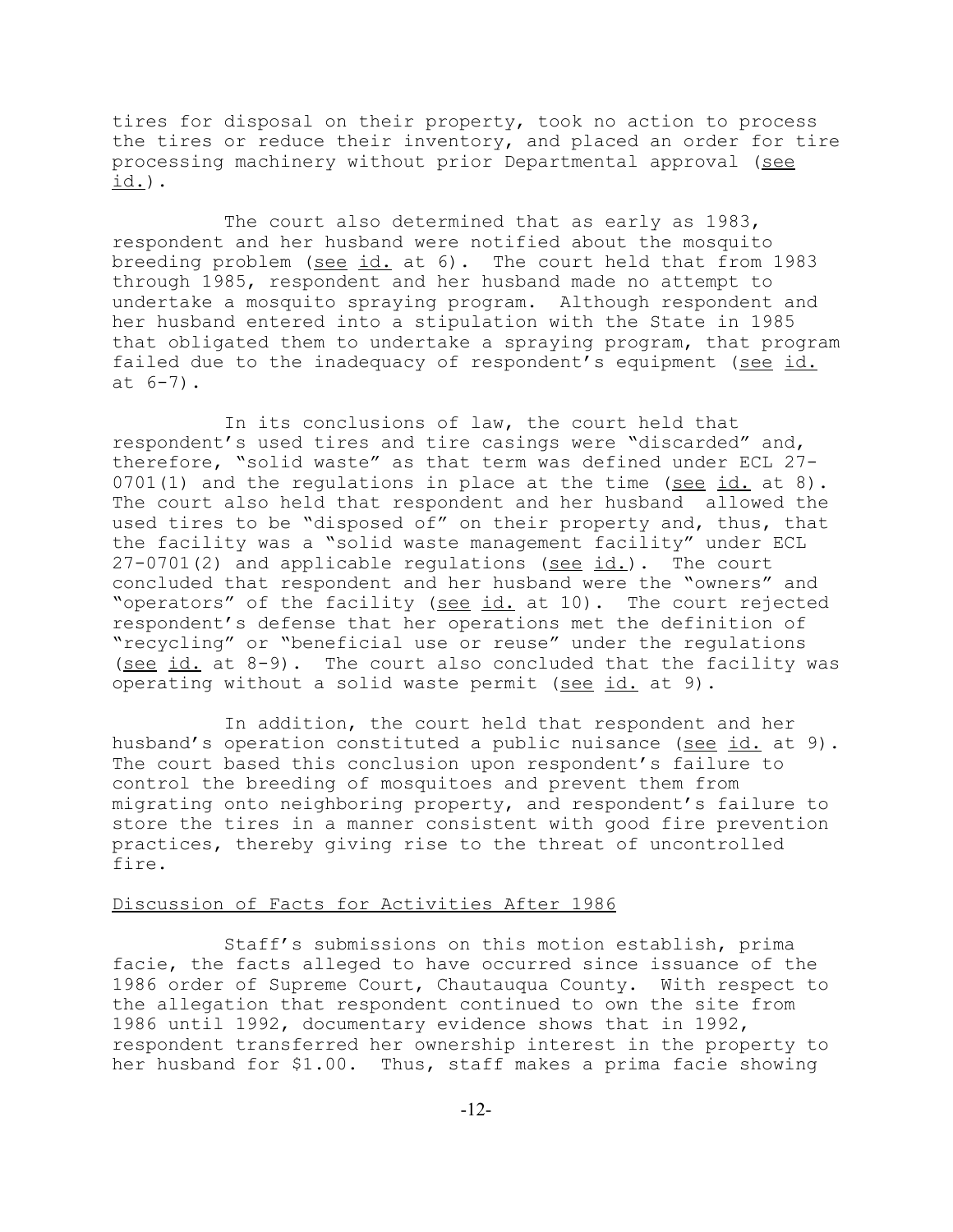tires for disposal on their property, took no action to process the tires or reduce their inventory, and placed an order for tire processing machinery without prior Departmental approval (see id.).

The court also determined that as early as 1983, respondent and her husband were notified about the mosquito breeding problem (see id. at 6). The court held that from 1983 through 1985, respondent and her husband made no attempt to undertake a mosquito spraying program. Although respondent and her husband entered into a stipulation with the State in 1985 that obligated them to undertake a spraying program, that program failed due to the inadequacy of respondent's equipment (see id. at 6-7).

In its conclusions of law, the court held that respondent's used tires and tire casings were "discarded" and, therefore, "solid waste" as that term was defined under ECL 27-0701(1) and the regulations in place at the time (see id. at 8). The court also held that respondent and her husband allowed the used tires to be "disposed of" on their property and, thus, that the facility was a "solid waste management facility" under ECL 27-0701(2) and applicable regulations (see id.). The court concluded that respondent and her husband were the "owners" and "operators" of the facility (see id. at 10). The court rejected respondent's defense that her operations met the definition of "recycling" or "beneficial use or reuse" under the regulations (see id. at 8-9). The court also concluded that the facility was operating without a solid waste permit (see id. at 9).

In addition, the court held that respondent and her husband's operation constituted a public nuisance (see id. at 9). The court based this conclusion upon respondent's failure to control the breeding of mosquitoes and prevent them from migrating onto neighboring property, and respondent's failure to store the tires in a manner consistent with good fire prevention practices, thereby giving rise to the threat of uncontrolled fire.

Discussion of Facts for Activities After 1986

Staff's submissions on this motion establish, prima facie, the facts alleged to have occurred since issuance of the 1986 order of Supreme Court, Chautauqua County. With respect to the allegation that respondent continued to own the site from 1986 until 1992, documentary evidence shows that in 1992, respondent transferred her ownership interest in the property to her husband for $1.00. Thus, staff makes a prima facie showing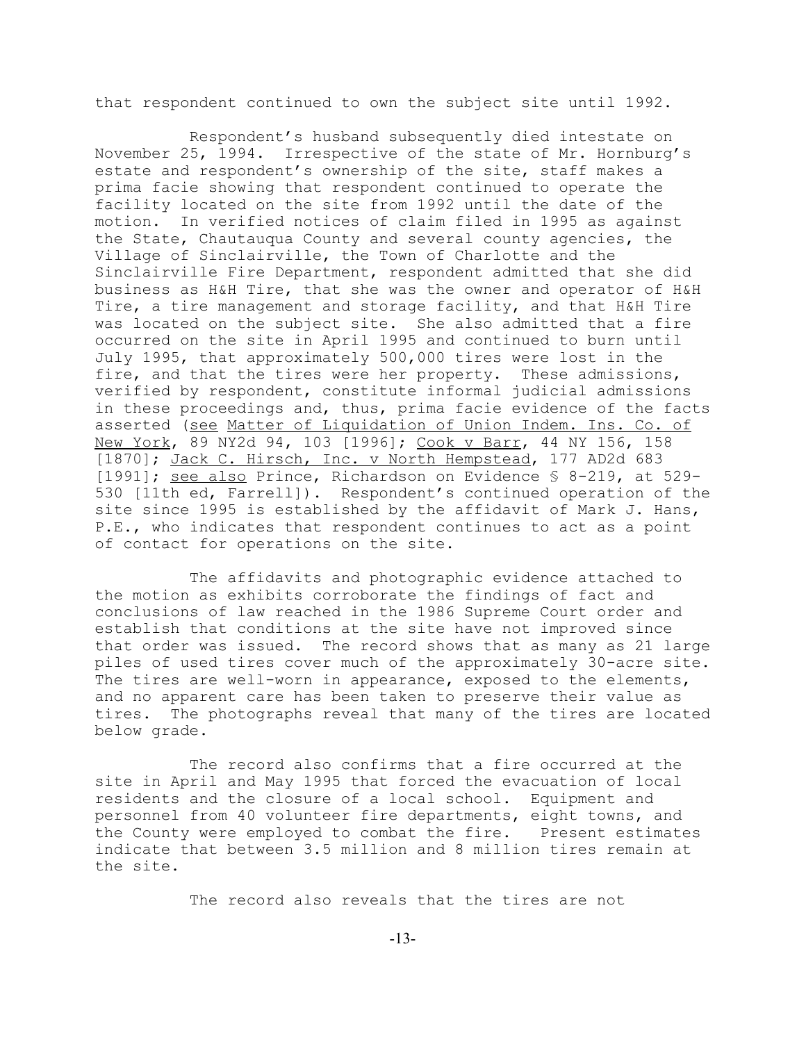that respondent continued to own the subject site until 1992.

Respondent's husband subsequently died intestate on November 25, 1994. Irrespective of the state of Mr. Hornburg's estate and respondent's ownership of the site, staff makes a prima facie showing that respondent continued to operate the facility located on the site from 1992 until the date of the motion. In verified notices of claim filed in 1995 as against the State, Chautauqua County and several county agencies, the Village of Sinclairville, the Town of Charlotte and the Sinclairville Fire Department, respondent admitted that she did business as H&H Tire, that she was the owner and operator of H&H Tire, a tire management and storage facility, and that H&H Tire was located on the subject site. She also admitted that a fire occurred on the site in April 1995 and continued to burn until July 1995, that approximately 500,000 tires were lost in the fire, and that the tires were her property. These admissions, verified by respondent, constitute informal judicial admissions in these proceedings and, thus, prima facie evidence of the facts asserted (see Matter of Liquidation of Union Indem. Ins. Co. of New York, 89 NY2d 94, 103 [1996]; Cook v Barr, 44 NY 156, 158 [1870]; Jack C. Hirsch, Inc. v North Hempstead, 177 AD2d 683 [1991]; see also Prince, Richardson on Evidence § 8-219, at 529-530 [11th ed, Farrell]). Respondent's continued operation of the site since 1995 is established by the affidavit of Mark J. Hans, P.E., who indicates that respondent continues to act as a point of contact for operations on the site.

The affidavits and photographic evidence attached to the motion as exhibits corroborate the findings of fact and conclusions of law reached in the 1986 Supreme Court order and establish that conditions at the site have not improved since that order was issued. The record shows that as many as 21 large piles of used tires cover much of the approximately 30-acre site. The tires are well-worn in appearance, exposed to the elements, and no apparent care has been taken to preserve their value as tires. The photographs reveal that many of the tires are located below grade.

The record also confirms that a fire occurred at the site in April and May 1995 that forced the evacuation of local residents and the closure of a local school. Equipment and personnel from 40 volunteer fire departments, eight towns, and the County were employed to combat the fire. Present estimates indicate that between 3.5 million and 8 million tires remain at the site.

The record also reveals that the tires are not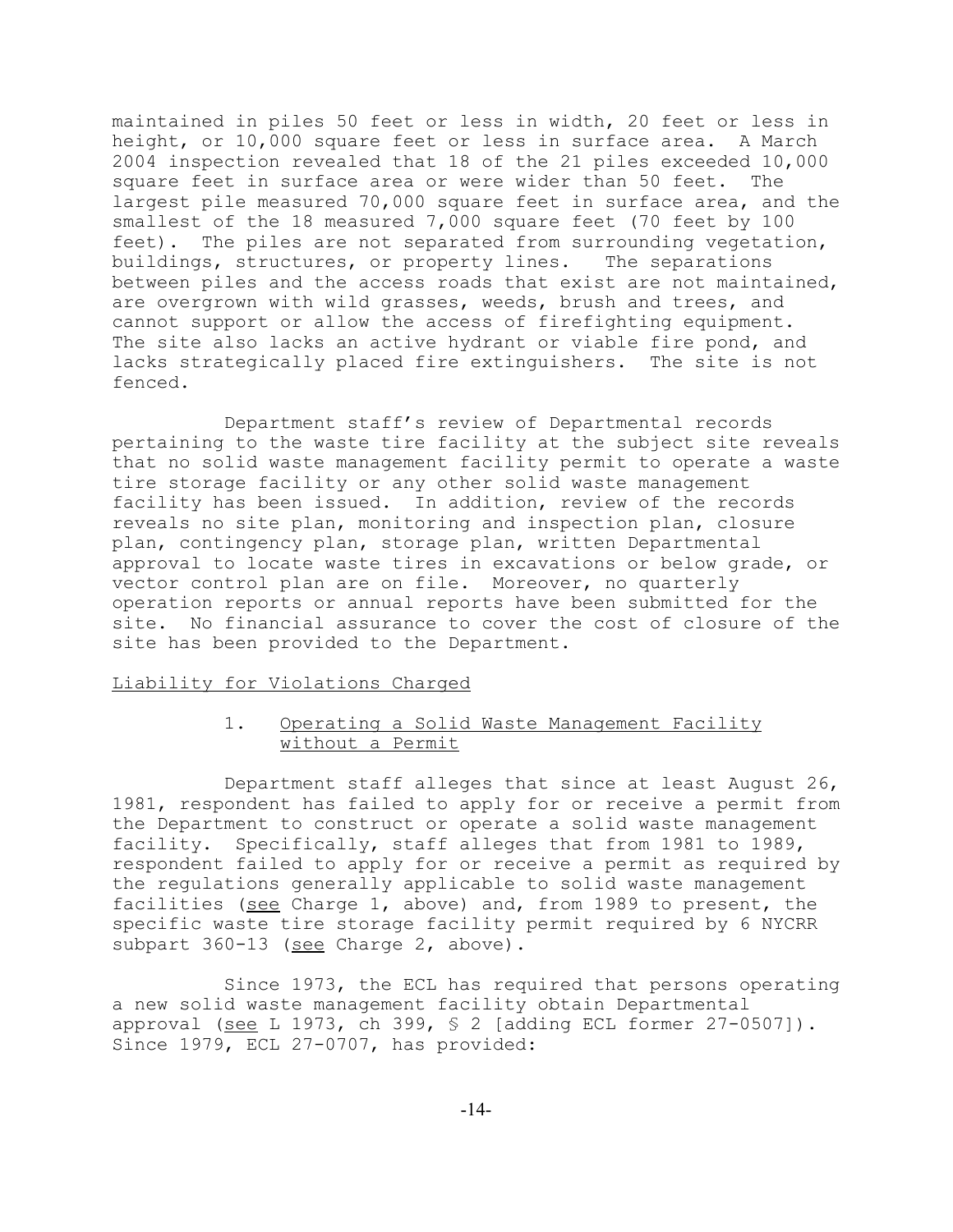maintained in piles 50 feet or less in width, 20 feet or less in height, or 10,000 square feet or less in surface area. A March 2004 inspection revealed that 18 of the 21 piles exceeded 10,000 square feet in surface area or were wider than 50 feet. The largest pile measured 70,000 square feet in surface area, and the smallest of the 18 measured 7,000 square feet (70 feet by 100 feet). The piles are not separated from surrounding vegetation, buildings, structures, or property lines. The separations between piles and the access roads that exist are not maintained, are overgrown with wild grasses, weeds, brush and trees, and cannot support or allow the access of firefighting equipment. The site also lacks an active hydrant or viable fire pond, and lacks strategically placed fire extinguishers. The site is not fenced.

Department staff's review of Departmental records pertaining to the waste tire facility at the subject site reveals that no solid waste management facility permit to operate a waste tire storage facility or any other solid waste management facility has been issued. In addition, review of the records reveals no site plan, monitoring and inspection plan, closure plan, contingency plan, storage plan, written Departmental approval to locate waste tires in excavations or below grade, or vector control plan are on file. Moreover, no quarterly operation reports or annual reports have been submitted for the site. No financial assurance to cover the cost of closure of the site has been provided to the Department.

Liability for Violations Charged

1. Operating a Solid Waste Management Facility without a Permit

Department staff alleges that since at least August 26, 1981, respondent has failed to apply for or receive a permit from the Department to construct or operate a solid waste management facility. Specifically, staff alleges that from 1981 to 1989, respondent failed to apply for or receive a permit as required by the regulations generally applicable to solid waste management facilities (see Charge 1, above) and, from 1989 to present, the specific waste tire storage facility permit required by 6 NYCRR subpart 360-13 (see Charge 2, above).

Since 1973, the ECL has required that persons operating a new solid waste management facility obtain Departmental approval (see L 1973, ch 399, § 2 [adding ECL former 27-0507]). Since 1979, ECL 27-0707, has provided: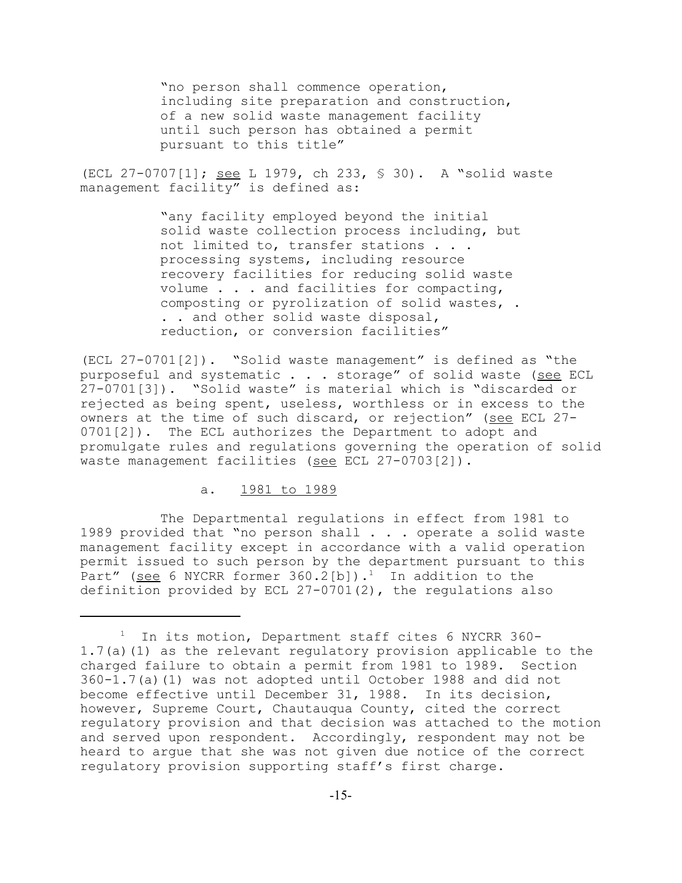> "no person shall commence operation, including site preparation and construction, of a new solid waste management facility until such person has obtained a permit pursuant to this title"

(ECL 27-0707[1]; see L 1979, ch 233, § 30). A "solid waste management facility" is defined as:

> "any facility employed beyond the initial solid waste collection process including, but not limited to, transfer stations . . . processing systems, including resource recovery facilities for reducing solid waste volume . . . and facilities for compacting, composting or pyrolization of solid wastes, . . . and other solid waste disposal, reduction, or conversion facilities"

(ECL 27-0701[2]). "Solid waste management" is defined as "the purposeful and systematic . . . storage" of solid waste (see ECL 27-0701[3]). "Solid waste" is material which is "discarded or rejected as being spent, useless, worthless or in excess to the owners at the time of such discard, or rejection" (see ECL 27-0701[2]). The ECL authorizes the Department to adopt and promulgate rules and regulations governing the operation of solid waste management facilities (see ECL 27-0703[2]).

a. 1981 to 1989

The Departmental regulations in effect from 1981 to 1989 provided that "no person shall . . . operate a solid waste management facility except in accordance with a valid operation permit issued to such person by the department pursuant to this Part" (see 6 NYCRR former 360.2[b]).[1] In addition to the definition provided by ECL 27-0701(2), the regulations also

[1] In its motion, Department staff cites 6 NYCRR 360-1.7(a)(1) as the relevant regulatory provision applicable to the charged failure to obtain a permit from 1981 to 1989. Section 360-1.7(a)(1) was not adopted until October 1988 and did not become effective until December 31, 1988. In its decision, however, Supreme Court, Chautauqua County, cited the correct regulatory provision and that decision was attached to the motion and served upon respondent. Accordingly, respondent may not be heard to argue that she was not given due notice of the correct regulatory provision supporting staff's first charge.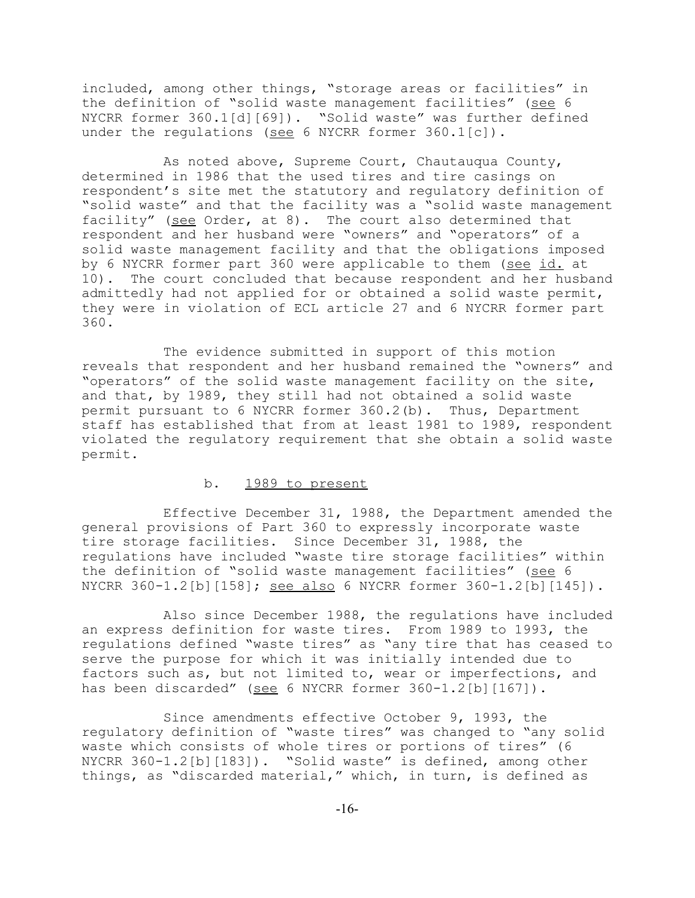included, among other things, "storage areas or facilities" in the definition of "solid waste management facilities" (see 6 NYCRR former 360.1[d][69]). "Solid waste" was further defined under the regulations (see 6 NYCRR former 360.1[c]).

As noted above, Supreme Court, Chautauqua County, determined in 1986 that the used tires and tire casings on respondent's site met the statutory and regulatory definition of "solid waste" and that the facility was a "solid waste management facility" (see Order, at 8). The court also determined that respondent and her husband were "owners" and "operators" of a solid waste management facility and that the obligations imposed by 6 NYCRR former part 360 were applicable to them (see id. at 10). The court concluded that because respondent and her husband admittedly had not applied for or obtained a solid waste permit, they were in violation of ECL article 27 and 6 NYCRR former part 360.

The evidence submitted in support of this motion reveals that respondent and her husband remained the "owners" and "operators" of the solid waste management facility on the site, and that, by 1989, they still had not obtained a solid waste permit pursuant to 6 NYCRR former 360.2(b). Thus, Department staff has established that from at least 1981 to 1989, respondent violated the regulatory requirement that she obtain a solid waste permit.

b. 1989 to present

Effective December 31, 1988, the Department amended the general provisions of Part 360 to expressly incorporate waste tire storage facilities. Since December 31, 1988, the regulations have included "waste tire storage facilities" within the definition of "solid waste management facilities" (see 6 NYCRR 360-1.2[b][158]; see also 6 NYCRR former 360-1.2[b][145]).

Also since December 1988, the regulations have included an express definition for waste tires. From 1989 to 1993, the regulations defined "waste tires" as "any tire that has ceased to serve the purpose for which it was initially intended due to factors such as, but not limited to, wear or imperfections, and has been discarded" (see 6 NYCRR former 360-1.2[b][167]).

Since amendments effective October 9, 1993, the regulatory definition of "waste tires" was changed to "any solid waste which consists of whole tires or portions of tires" (6 NYCRR 360-1.2[b][183]). "Solid waste" is defined, among other things, as "discarded material," which, in turn, is defined as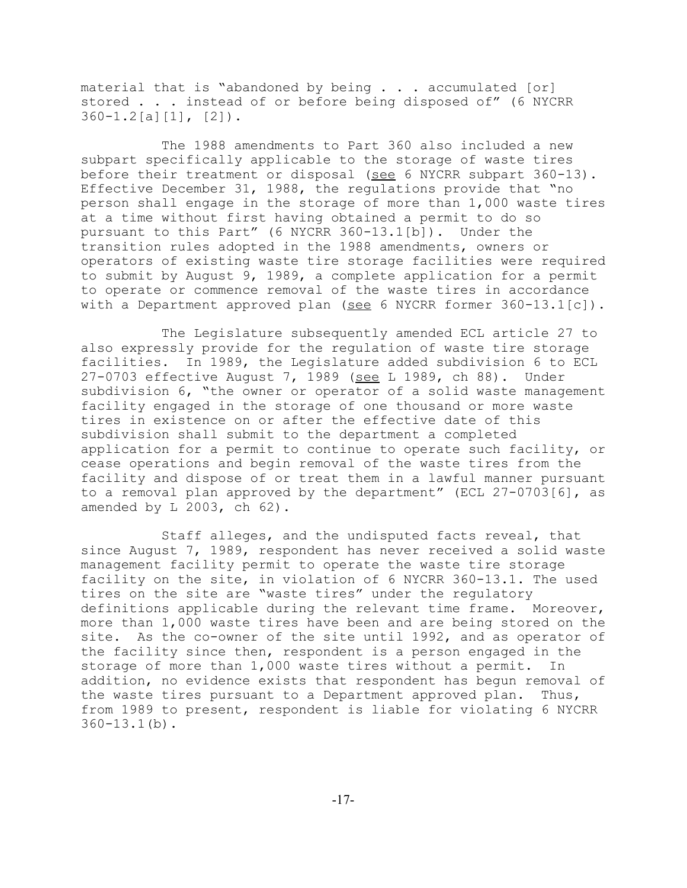material that is "abandoned by being . . . accumulated [or] stored . . . instead of or before being disposed of" (6 NYCRR 360-1.2[a][1], [2]).

The 1988 amendments to Part 360 also included a new subpart specifically applicable to the storage of waste tires before their treatment or disposal (see 6 NYCRR subpart 360-13). Effective December 31, 1988, the regulations provide that "no person shall engage in the storage of more than 1,000 waste tires at a time without first having obtained a permit to do so pursuant to this Part" (6 NYCRR 360-13.1[b]). Under the transition rules adopted in the 1988 amendments, owners or operators of existing waste tire storage facilities were required to submit by August 9, 1989, a complete application for a permit to operate or commence removal of the waste tires in accordance with a Department approved plan (see 6 NYCRR former 360-13.1[c]).

The Legislature subsequently amended ECL article 27 to also expressly provide for the regulation of waste tire storage facilities. In 1989, the Legislature added subdivision 6 to ECL 27-0703 effective August 7, 1989 (see L 1989, ch 88). Under subdivision 6, "the owner or operator of a solid waste management facility engaged in the storage of one thousand or more waste tires in existence on or after the effective date of this subdivision shall submit to the department a completed application for a permit to continue to operate such facility, or cease operations and begin removal of the waste tires from the facility and dispose of or treat them in a lawful manner pursuant to a removal plan approved by the department" (ECL 27-0703[6], as amended by L 2003, ch 62).

Staff alleges, and the undisputed facts reveal, that since August 7, 1989, respondent has never received a solid waste management facility permit to operate the waste tire storage facility on the site, in violation of 6 NYCRR 360-13.1. The used tires on the site are "waste tires" under the regulatory definitions applicable during the relevant time frame. Moreover, more than 1,000 waste tires have been and are being stored on the site. As the co-owner of the site until 1992, and as operator of the facility since then, respondent is a person engaged in the storage of more than 1,000 waste tires without a permit. In addition, no evidence exists that respondent has begun removal of the waste tires pursuant to a Department approved plan. Thus, from 1989 to present, respondent is liable for violating 6 NYCRR 360-13.1(b).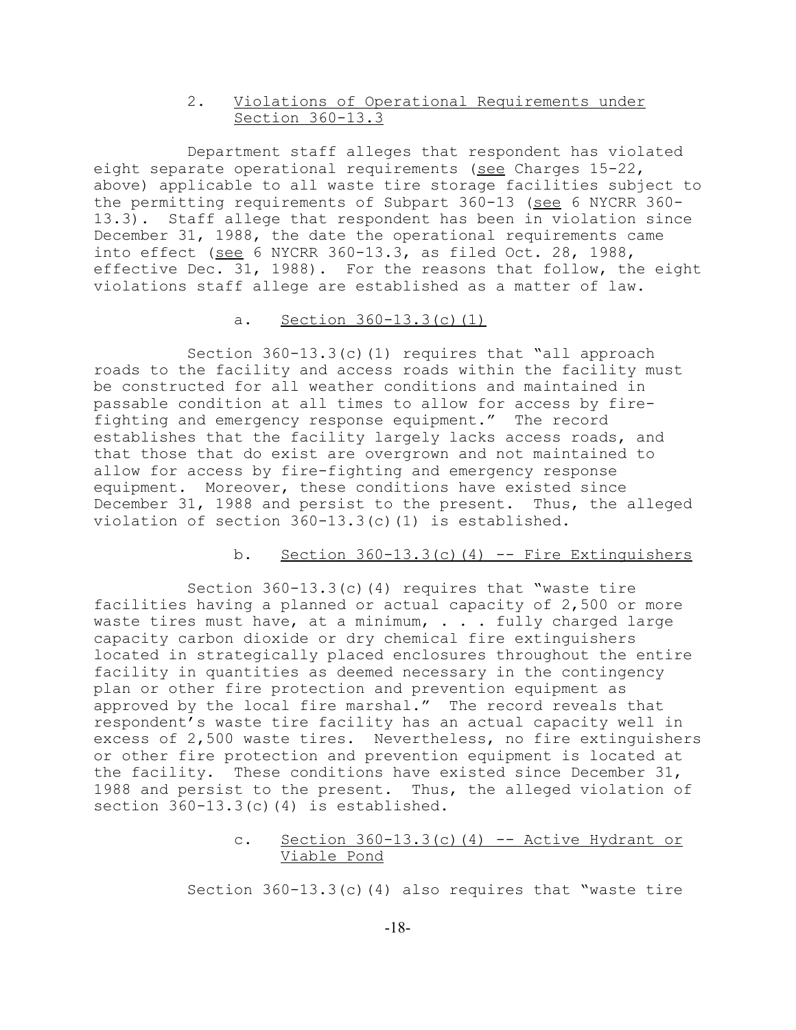### 2. Violations of Operational Requirements under Section 360-13.3

Department staff alleges that respondent has violated eight separate operational requirements (see Charges 15-22, above) applicable to all waste tire storage facilities subject to the permitting requirements of Subpart 360-13 (see 6 NYCRR 360-13.3). Staff allege that respondent has been in violation since December 31, 1988, the date the operational requirements came into effect (see 6 NYCRR 360-13.3, as filed Oct. 28, 1988, effective Dec. 31, 1988). For the reasons that follow, the eight violations staff allege are established as a matter of law.

#### a. Section 360-13.3(c)(1)

Section 360-13.3(c)(1) requires that "all approach roads to the facility and access roads within the facility must be constructed for all weather conditions and maintained in passable condition at all times to allow for access by fire-fighting and emergency response equipment." The record establishes that the facility largely lacks access roads, and that those that do exist are overgrown and not maintained to allow for access by fire-fighting and emergency response equipment. Moreover, these conditions have existed since December 31, 1988 and persist to the present. Thus, the alleged violation of section 360-13.3(c)(1) is established.

#### b. Section 360-13.3(c)(4) -- Fire Extinguishers

Section 360-13.3(c)(4) requires that "waste tire facilities having a planned or actual capacity of 2,500 or more waste tires must have, at a minimum, . . . fully charged large capacity carbon dioxide or dry chemical fire extinguishers located in strategically placed enclosures throughout the entire facility in quantities as deemed necessary in the contingency plan or other fire protection and prevention equipment as approved by the local fire marshal." The record reveals that respondent's waste tire facility has an actual capacity well in excess of 2,500 waste tires. Nevertheless, no fire extinguishers or other fire protection and prevention equipment is located at the facility. These conditions have existed since December 31, 1988 and persist to the present. Thus, the alleged violation of section 360-13.3(c)(4) is established.

#### c. Section 360-13.3(c)(4) -- Active Hydrant or Viable Pond

Section 360-13.3(c)(4) also requires that "waste tire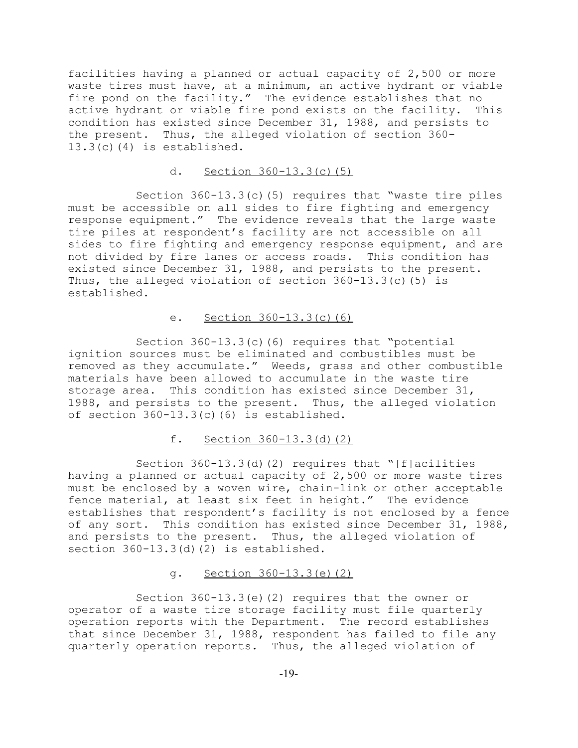facilities having a planned or actual capacity of 2,500 or more waste tires must have, at a minimum, an active hydrant or viable fire pond on the facility." The evidence establishes that no active hydrant or viable fire pond exists on the facility. This condition has existed since December 31, 1988, and persists to the present. Thus, the alleged violation of section 360-13.3(c)(4) is established.

d. <u>Section 360-13.3(c)(5)</u>

Section 360-13.3(c)(5) requires that "waste tire piles must be accessible on all sides to fire fighting and emergency response equipment." The evidence reveals that the large waste tire piles at respondent's facility are not accessible on all sides to fire fighting and emergency response equipment, and are not divided by fire lanes or access roads. This condition has existed since December 31, 1988, and persists to the present. Thus, the alleged violation of section 360-13.3(c)(5) is established.

e. <u>Section 360-13.3(c)(6)</u>

Section 360-13.3(c)(6) requires that "potential ignition sources must be eliminated and combustibles must be removed as they accumulate." Weeds, grass and other combustible materials have been allowed to accumulate in the waste tire storage area. This condition has existed since December 31, 1988, and persists to the present. Thus, the alleged violation of section 360-13.3(c)(6) is established.

f. <u>Section 360-13.3(d)(2)</u>

Section 360-13.3(d)(2) requires that "[f]acilities having a planned or actual capacity of 2,500 or more waste tires must be enclosed by a woven wire, chain-link or other acceptable fence material, at least six feet in height." The evidence establishes that respondent's facility is not enclosed by a fence of any sort. This condition has existed since December 31, 1988, and persists to the present. Thus, the alleged violation of section 360-13.3(d)(2) is established.

g. <u>Section 360-13.3(e)(2)</u>

Section 360-13.3(e)(2) requires that the owner or operator of a waste tire storage facility must file quarterly operation reports with the Department. The record establishes that since December 31, 1988, respondent has failed to file any quarterly operation reports. Thus, the alleged violation of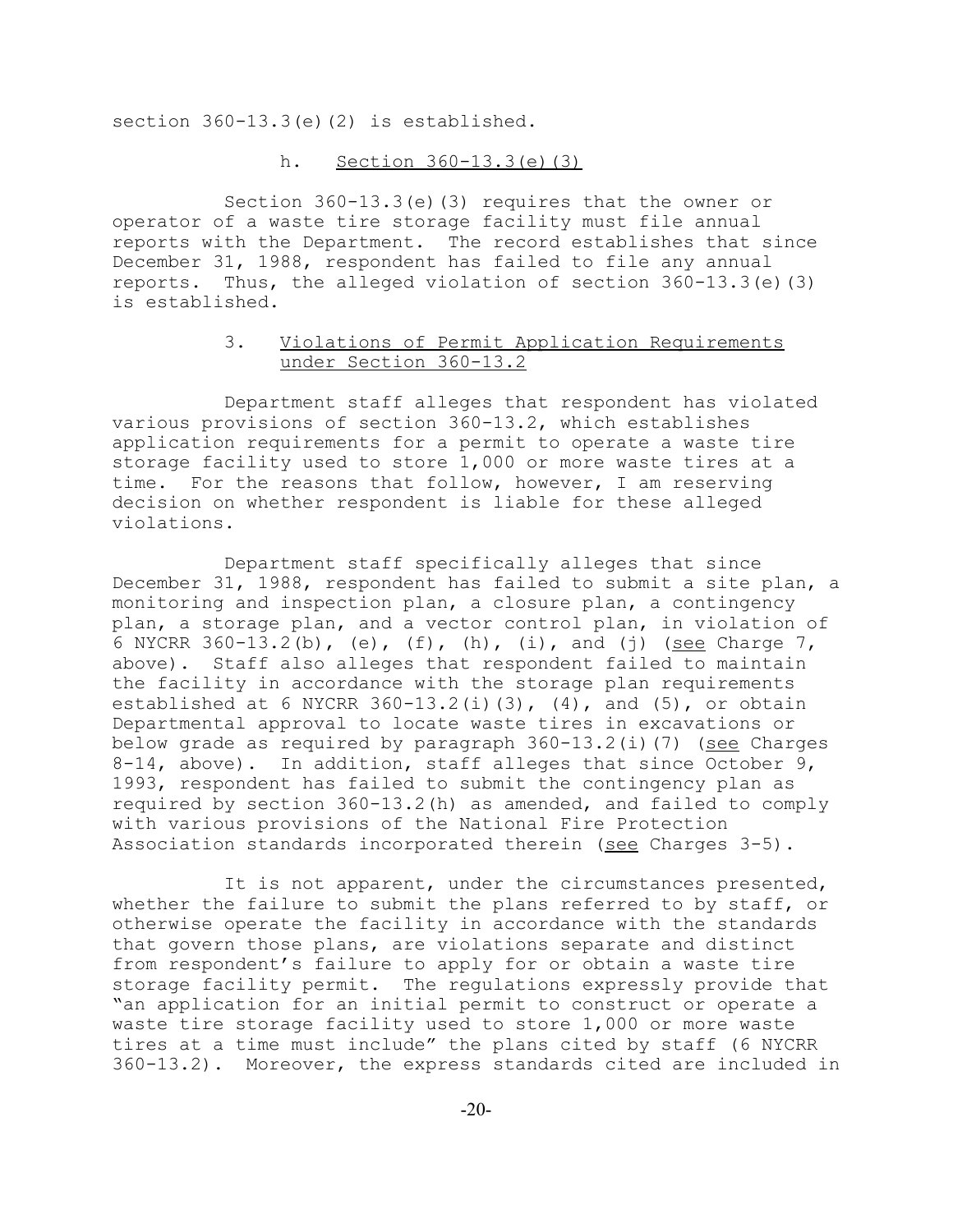section 360-13.3(e)(2) is established.

h. Section 360-13.3(e)(3)

Section 360-13.3(e)(3) requires that the owner or operator of a waste tire storage facility must file annual reports with the Department. The record establishes that since December 31, 1988, respondent has failed to file any annual reports. Thus, the alleged violation of section 360-13.3(e)(3) is established.

3. Violations of Permit Application Requirements under Section 360-13.2

Department staff alleges that respondent has violated various provisions of section 360-13.2, which establishes application requirements for a permit to operate a waste tire storage facility used to store 1,000 or more waste tires at a time. For the reasons that follow, however, I am reserving decision on whether respondent is liable for these alleged violations.

Department staff specifically alleges that since December 31, 1988, respondent has failed to submit a site plan, a monitoring and inspection plan, a closure plan, a contingency plan, a storage plan, and a vector control plan, in violation of 6 NYCRR 360-13.2(b), (e), (f), (h), (i), and (j) (see Charge 7, above). Staff also alleges that respondent failed to maintain the facility in accordance with the storage plan requirements established at 6 NYCRR 360-13.2(i)(3), (4), and (5), or obtain Departmental approval to locate waste tires in excavations or below grade as required by paragraph 360-13.2(i)(7) (see Charges 8-14, above). In addition, staff alleges that since October 9, 1993, respondent has failed to submit the contingency plan as required by section 360-13.2(h) as amended, and failed to comply with various provisions of the National Fire Protection Association standards incorporated therein (see Charges 3-5).

It is not apparent, under the circumstances presented, whether the failure to submit the plans referred to by staff, or otherwise operate the facility in accordance with the standards that govern those plans, are violations separate and distinct from respondent's failure to apply for or obtain a waste tire storage facility permit. The regulations expressly provide that "an application for an initial permit to construct or operate a waste tire storage facility used to store 1,000 or more waste tires at a time must include" the plans cited by staff (6 NYCRR 360-13.2). Moreover, the express standards cited are included in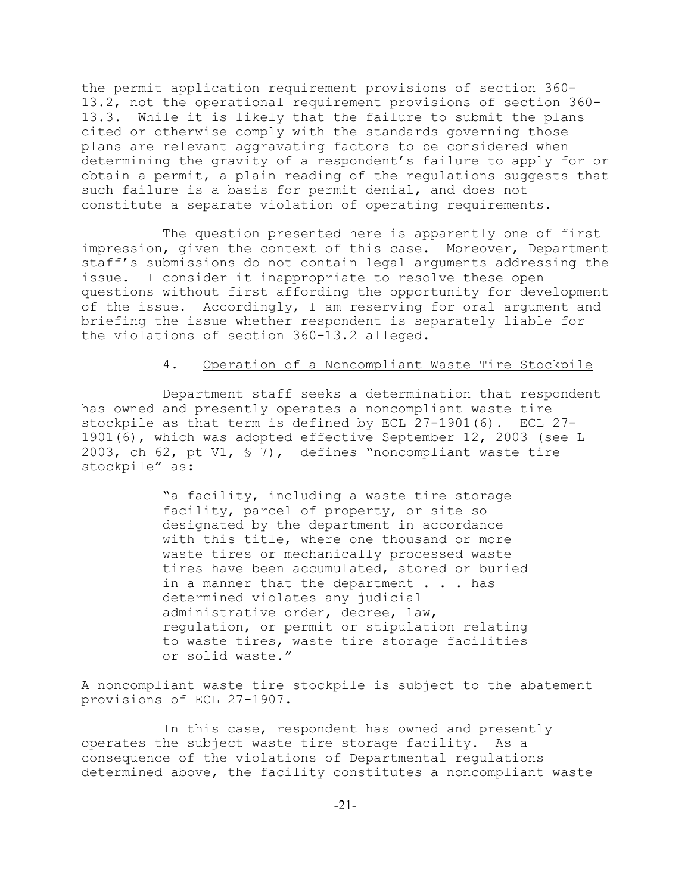the permit application requirement provisions of section 360-13.2, not the operational requirement provisions of section 360-13.3. While it is likely that the failure to submit the plans cited or otherwise comply with the standards governing those plans are relevant aggravating factors to be considered when determining the gravity of a respondent's failure to apply for or obtain a permit, a plain reading of the regulations suggests that such failure is a basis for permit denial, and does not constitute a separate violation of operating requirements.

The question presented here is apparently one of first impression, given the context of this case. Moreover, Department staff's submissions do not contain legal arguments addressing the issue. I consider it inappropriate to resolve these open questions without first affording the opportunity for development of the issue. Accordingly, I am reserving for oral argument and briefing the issue whether respondent is separately liable for the violations of section 360-13.2 alleged.

4. <u>Operation of a Noncompliant Waste Tire Stockpile</u>

Department staff seeks a determination that respondent has owned and presently operates a noncompliant waste tire stockpile as that term is defined by ECL 27-1901(6). ECL 27-1901(6), which was adopted effective September 12, 2003 (<u>see</u> L 2003, ch 62, pt V1, § 7), defines "noncompliant waste tire stockpile" as:

> "a facility, including a waste tire storage facility, parcel of property, or site so designated by the department in accordance with this title, where one thousand or more waste tires or mechanically processed waste tires have been accumulated, stored or buried in a manner that the department . . . has determined violates any judicial administrative order, decree, law, regulation, or permit or stipulation relating to waste tires, waste tire storage facilities or solid waste."

A noncompliant waste tire stockpile is subject to the abatement provisions of ECL 27-1907.

In this case, respondent has owned and presently operates the subject waste tire storage facility. As a consequence of the violations of Departmental regulations determined above, the facility constitutes a noncompliant waste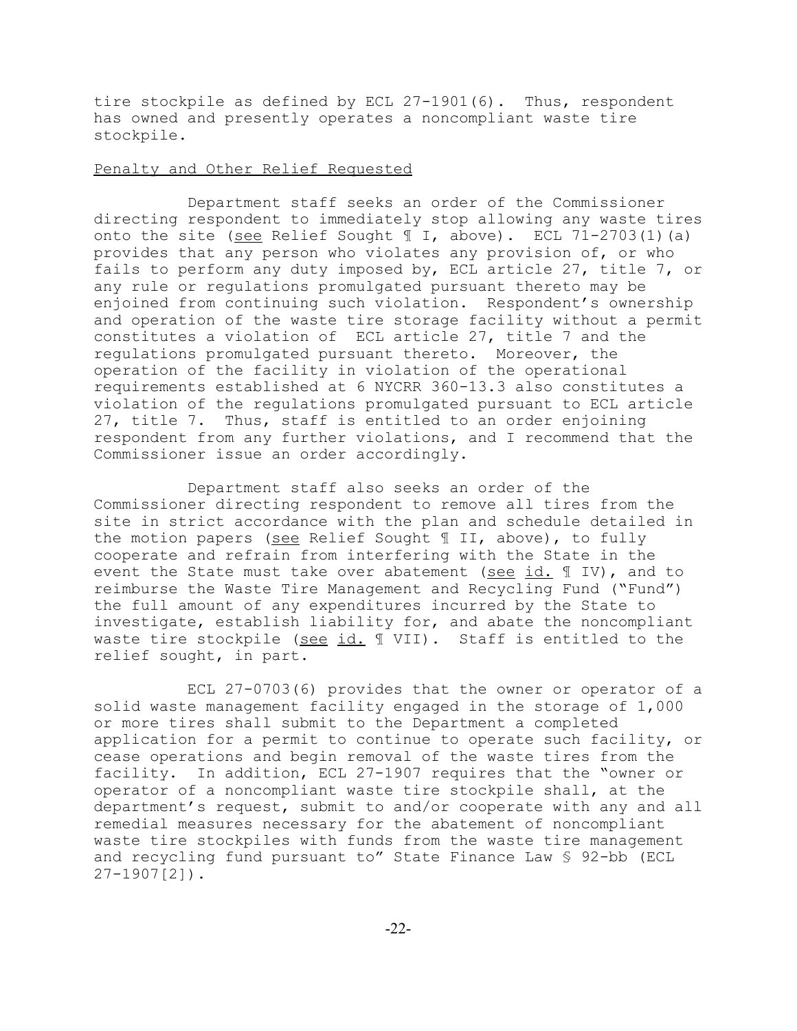tire stockpile as defined by ECL 27-1901(6). Thus, respondent has owned and presently operates a noncompliant waste tire stockpile.

Penalty and Other Relief Requested

Department staff seeks an order of the Commissioner directing respondent to immediately stop allowing any waste tires onto the site (see Relief Sought ¶ I, above). ECL 71-2703(1)(a) provides that any person who violates any provision of, or who fails to perform any duty imposed by, ECL article 27, title 7, or any rule or regulations promulgated pursuant thereto may be enjoined from continuing such violation. Respondent's ownership and operation of the waste tire storage facility without a permit constitutes a violation of ECL article 27, title 7 and the regulations promulgated pursuant thereto. Moreover, the operation of the facility in violation of the operational requirements established at 6 NYCRR 360-13.3 also constitutes a violation of the regulations promulgated pursuant to ECL article 27, title 7. Thus, staff is entitled to an order enjoining respondent from any further violations, and I recommend that the Commissioner issue an order accordingly.

Department staff also seeks an order of the Commissioner directing respondent to remove all tires from the site in strict accordance with the plan and schedule detailed in the motion papers (see Relief Sought ¶ II, above), to fully cooperate and refrain from interfering with the State in the event the State must take over abatement (see id. ¶ IV), and to reimburse the Waste Tire Management and Recycling Fund ("Fund") the full amount of any expenditures incurred by the State to investigate, establish liability for, and abate the noncompliant waste tire stockpile (see id. ¶ VII). Staff is entitled to the relief sought, in part.

ECL 27-0703(6) provides that the owner or operator of a solid waste management facility engaged in the storage of 1,000 or more tires shall submit to the Department a completed application for a permit to continue to operate such facility, or cease operations and begin removal of the waste tires from the facility. In addition, ECL 27-1907 requires that the "owner or operator of a noncompliant waste tire stockpile shall, at the department's request, submit to and/or cooperate with any and all remedial measures necessary for the abatement of noncompliant waste tire stockpiles with funds from the waste tire management and recycling fund pursuant to" State Finance Law § 92-bb (ECL 27-1907[2]).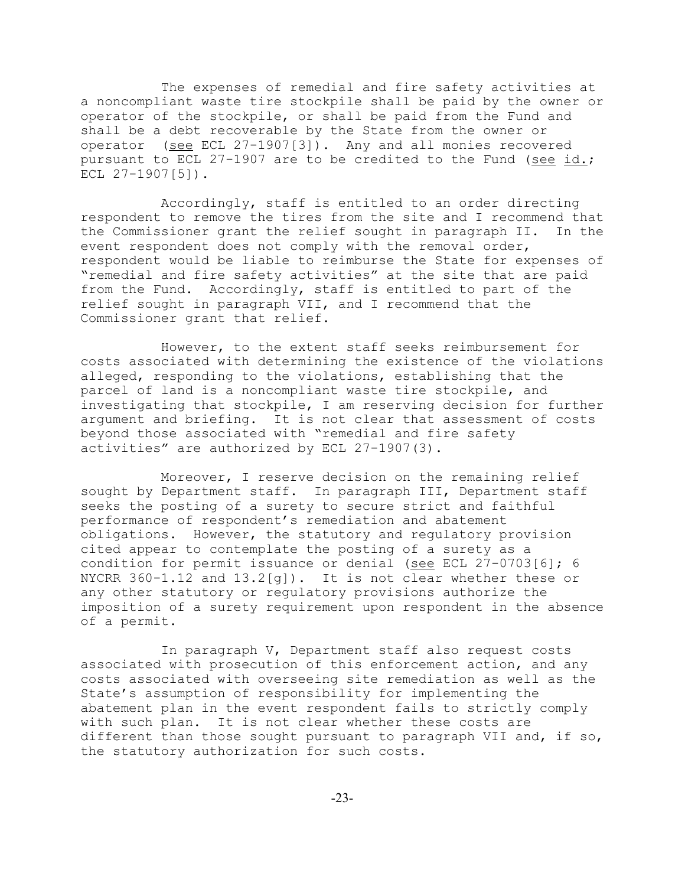The expenses of remedial and fire safety activities at a noncompliant waste tire stockpile shall be paid by the owner or operator of the stockpile, or shall be paid from the Fund and shall be a debt recoverable by the State from the owner or operator (see ECL 27-1907[3]). Any and all monies recovered pursuant to ECL 27-1907 are to be credited to the Fund (see id.; ECL 27-1907[5]).

Accordingly, staff is entitled to an order directing respondent to remove the tires from the site and I recommend that the Commissioner grant the relief sought in paragraph II. In the event respondent does not comply with the removal order, respondent would be liable to reimburse the State for expenses of "remedial and fire safety activities" at the site that are paid from the Fund. Accordingly, staff is entitled to part of the relief sought in paragraph VII, and I recommend that the Commissioner grant that relief.

However, to the extent staff seeks reimbursement for costs associated with determining the existence of the violations alleged, responding to the violations, establishing that the parcel of land is a noncompliant waste tire stockpile, and investigating that stockpile, I am reserving decision for further argument and briefing. It is not clear that assessment of costs beyond those associated with "remedial and fire safety activities" are authorized by ECL 27-1907(3).

Moreover, I reserve decision on the remaining relief sought by Department staff. In paragraph III, Department staff seeks the posting of a surety to secure strict and faithful performance of respondent's remediation and abatement obligations. However, the statutory and regulatory provision cited appear to contemplate the posting of a surety as a condition for permit issuance or denial (see ECL 27-0703[6]; 6 NYCRR 360-1.12 and 13.2[g]). It is not clear whether these or any other statutory or regulatory provisions authorize the imposition of a surety requirement upon respondent in the absence of a permit.

In paragraph V, Department staff also request costs associated with prosecution of this enforcement action, and any costs associated with overseeing site remediation as well as the State's assumption of responsibility for implementing the abatement plan in the event respondent fails to strictly comply with such plan. It is not clear whether these costs are different than those sought pursuant to paragraph VII and, if so, the statutory authorization for such costs.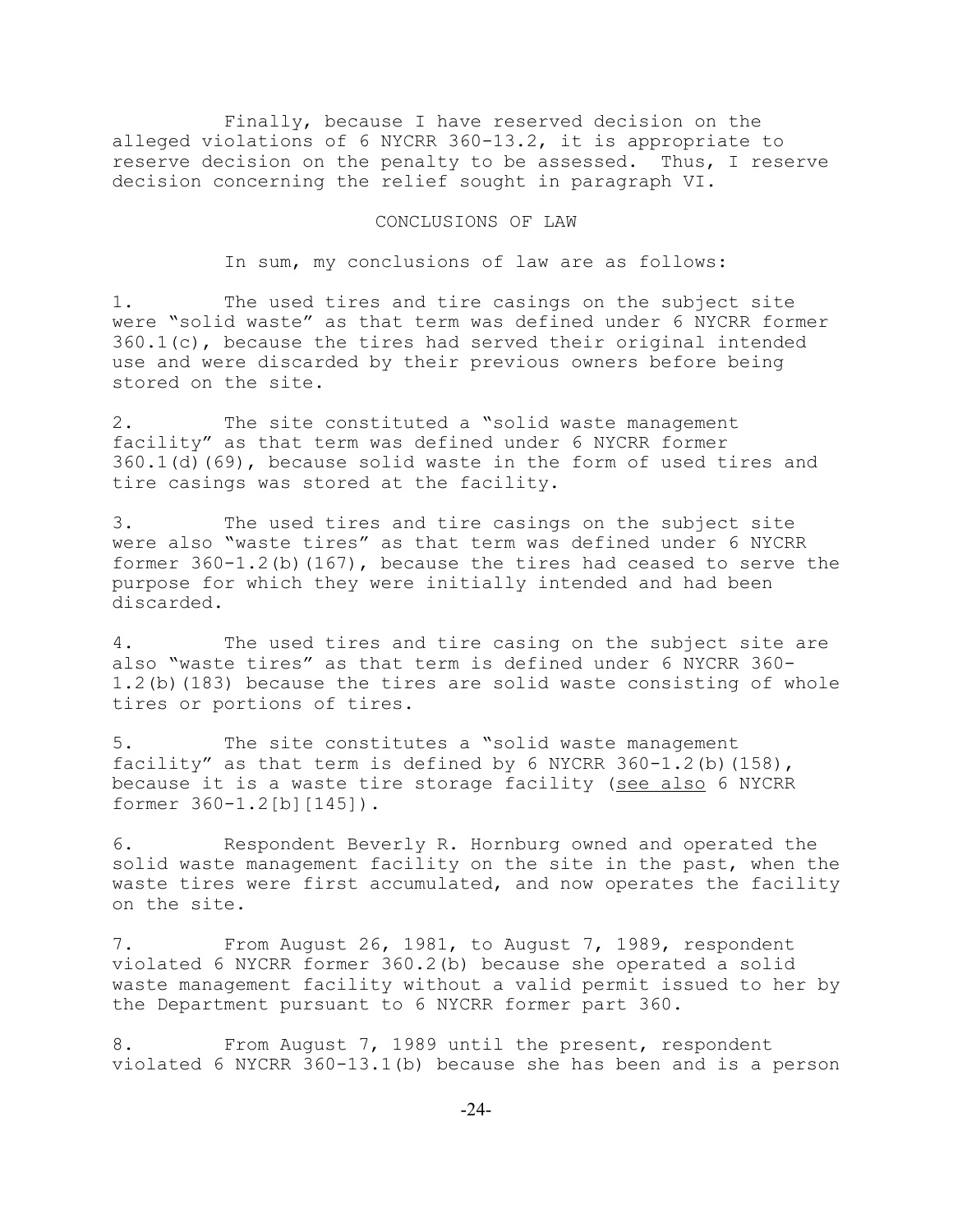Finally, because I have reserved decision on the alleged violations of 6 NYCRR 360-13.2, it is appropriate to reserve decision on the penalty to be assessed. Thus, I reserve decision concerning the relief sought in paragraph VI.

## CONCLUSIONS OF LAW

In sum, my conclusions of law are as follows:

1. The used tires and tire casings on the subject site were "solid waste" as that term was defined under 6 NYCRR former 360.1(c), because the tires had served their original intended use and were discarded by their previous owners before being stored on the site.

2. The site constituted a "solid waste management facility" as that term was defined under 6 NYCRR former 360.1(d)(69), because solid waste in the form of used tires and tire casings was stored at the facility.

3. The used tires and tire casings on the subject site were also "waste tires" as that term was defined under 6 NYCRR former 360-1.2(b)(167), because the tires had ceased to serve the purpose for which they were initially intended and had been discarded.

4. The used tires and tire casing on the subject site are also "waste tires" as that term is defined under 6 NYCRR 360-1.2(b)(183) because the tires are solid waste consisting of whole tires or portions of tires.

5. The site constitutes a "solid waste management facility" as that term is defined by 6 NYCRR 360-1.2(b)(158), because it is a waste tire storage facility (<u>see also</u> 6 NYCRR former 360-1.2[b][145]).

6. Respondent Beverly R. Hornburg owned and operated the solid waste management facility on the site in the past, when the waste tires were first accumulated, and now operates the facility on the site.

7. From August 26, 1981, to August 7, 1989, respondent violated 6 NYCRR former 360.2(b) because she operated a solid waste management facility without a valid permit issued to her by the Department pursuant to 6 NYCRR former part 360.

8. From August 7, 1989 until the present, respondent violated 6 NYCRR 360-13.1(b) because she has been and is a person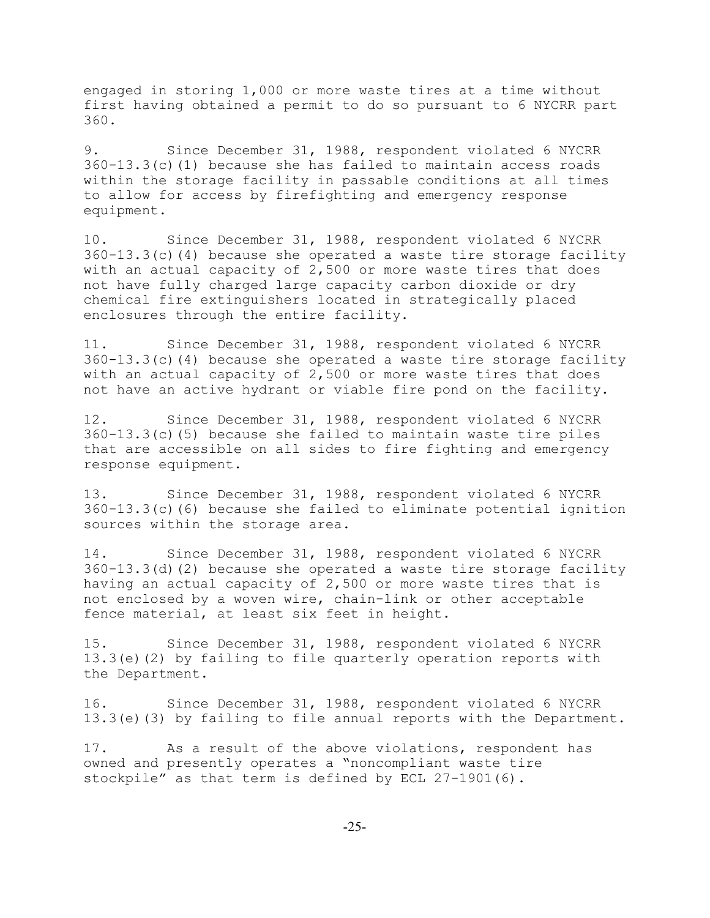engaged in storing 1,000 or more waste tires at a time without first having obtained a permit to do so pursuant to 6 NYCRR part 360.

9. Since December 31, 1988, respondent violated 6 NYCRR 360-13.3(c)(1) because she has failed to maintain access roads within the storage facility in passable conditions at all times to allow for access by firefighting and emergency response equipment.

10. Since December 31, 1988, respondent violated 6 NYCRR 360-13.3(c)(4) because she operated a waste tire storage facility with an actual capacity of 2,500 or more waste tires that does not have fully charged large capacity carbon dioxide or dry chemical fire extinguishers located in strategically placed enclosures through the entire facility.

11. Since December 31, 1988, respondent violated 6 NYCRR 360-13.3(c)(4) because she operated a waste tire storage facility with an actual capacity of 2,500 or more waste tires that does not have an active hydrant or viable fire pond on the facility.

12. Since December 31, 1988, respondent violated 6 NYCRR 360-13.3(c)(5) because she failed to maintain waste tire piles that are accessible on all sides to fire fighting and emergency response equipment.

13. Since December 31, 1988, respondent violated 6 NYCRR 360-13.3(c)(6) because she failed to eliminate potential ignition sources within the storage area.

14. Since December 31, 1988, respondent violated 6 NYCRR 360-13.3(d)(2) because she operated a waste tire storage facility having an actual capacity of 2,500 or more waste tires that is not enclosed by a woven wire, chain-link or other acceptable fence material, at least six feet in height.

15. Since December 31, 1988, respondent violated 6 NYCRR 13.3(e)(2) by failing to file quarterly operation reports with the Department.

16. Since December 31, 1988, respondent violated 6 NYCRR 13.3(e)(3) by failing to file annual reports with the Department.

17. As a result of the above violations, respondent has owned and presently operates a "noncompliant waste tire stockpile" as that term is defined by ECL 27-1901(6).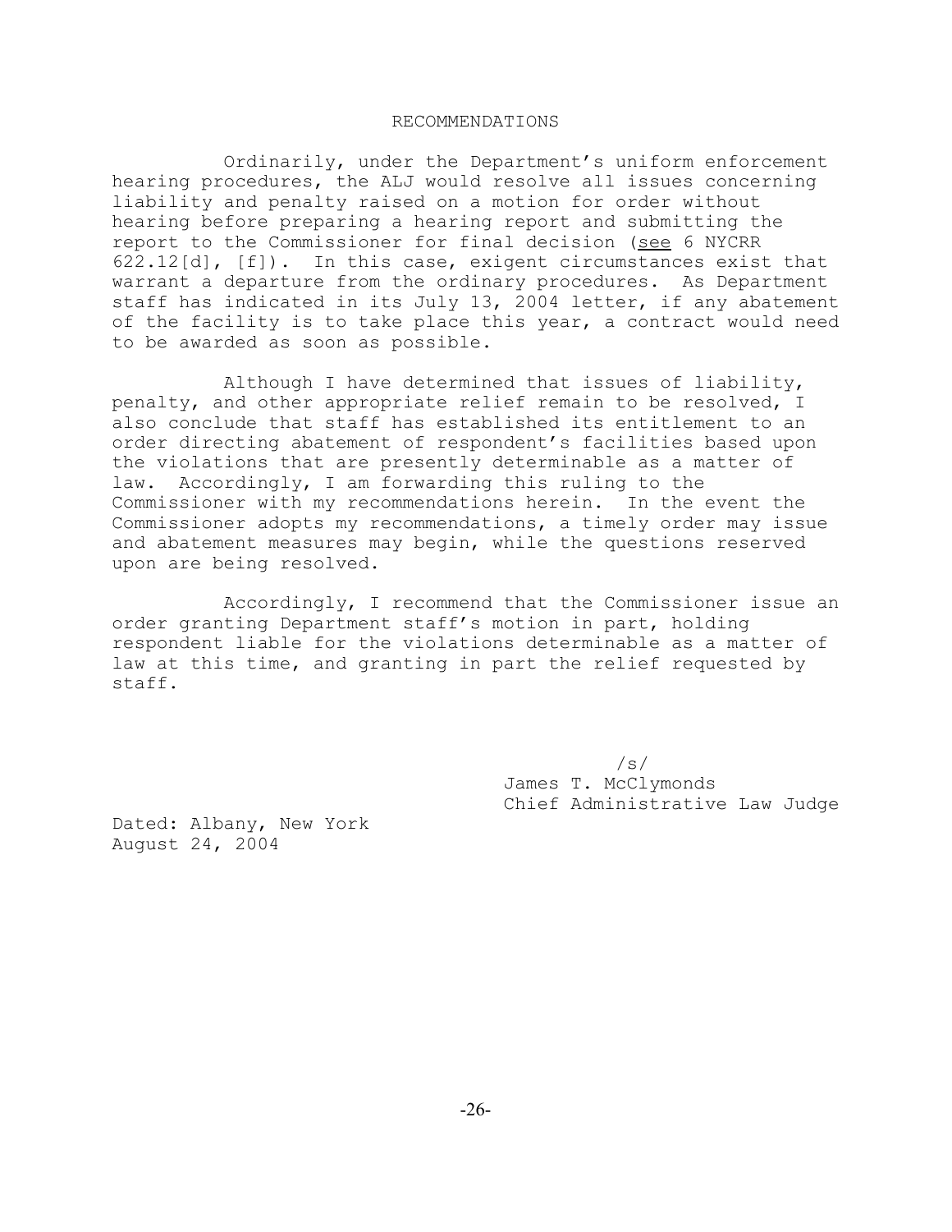## RECOMMENDATIONS

Ordinarily, under the Department's uniform enforcement hearing procedures, the ALJ would resolve all issues concerning liability and penalty raised on a motion for order without hearing before preparing a hearing report and submitting the report to the Commissioner for final decision (see 6 NYCRR 622.12[d], [f]). In this case, exigent circumstances exist that warrant a departure from the ordinary procedures. As Department staff has indicated in its July 13, 2004 letter, if any abatement of the facility is to take place this year, a contract would need to be awarded as soon as possible.

Although I have determined that issues of liability, penalty, and other appropriate relief remain to be resolved, I also conclude that staff has established its entitlement to an order directing abatement of respondent's facilities based upon the violations that are presently determinable as a matter of law. Accordingly, I am forwarding this ruling to the Commissioner with my recommendations herein. In the event the Commissioner adopts my recommendations, a timely order may issue and abatement measures may begin, while the questions reserved upon are being resolved.

Accordingly, I recommend that the Commissioner issue an order granting Department staff's motion in part, holding respondent liable for the violations determinable as a matter of law at this time, and granting in part the relief requested by staff.

/s/
James T. McClymonds
Chief Administrative Law Judge

Dated: Albany, New York
August 24, 2004